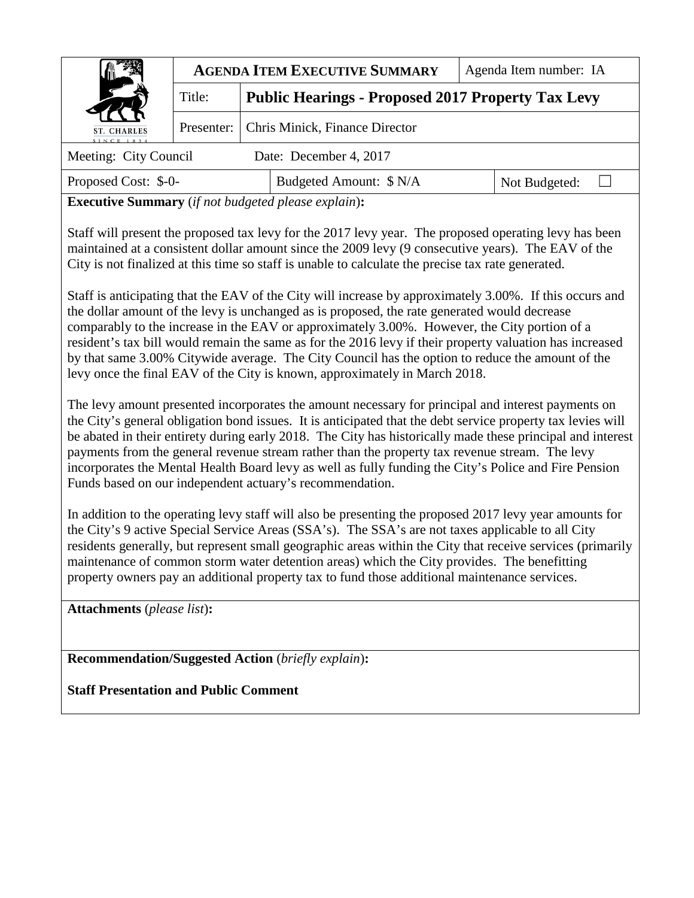| ST. CHARLES SINCE 1834 | **AGENDA ITEM EXECUTIVE SUMMARY** | | Agenda Item number: IA |
|---|---|---|---|
| | Title: | **Public Hearings - Proposed 2017 Property Tax Levy** | |
| | Presenter: | Chris Minick, Finance Director | |

| Meeting: City Council | Date: December 4, 2017 | |
|---|---|---|
| Proposed Cost: $-0- | Budgeted Amount: $ N/A | Not Budgeted: ☐ |

**Executive Summary** (*if not budgeted please explain*)**:**

Staff will present the proposed tax levy for the 2017 levy year. The proposed operating levy has been maintained at a consistent dollar amount since the 2009 levy (9 consecutive years). The EAV of the City is not finalized at this time so staff is unable to calculate the precise tax rate generated.

Staff is anticipating that the EAV of the City will increase by approximately 3.00%. If this occurs and the dollar amount of the levy is unchanged as is proposed, the rate generated would decrease comparably to the increase in the EAV or approximately 3.00%. However, the City portion of a resident's tax bill would remain the same as for the 2016 levy if their property valuation has increased by that same 3.00% Citywide average. The City Council has the option to reduce the amount of the levy once the final EAV of the City is known, approximately in March 2018.

The levy amount presented incorporates the amount necessary for principal and interest payments on the City's general obligation bond issues. It is anticipated that the debt service property tax levies will be abated in their entirety during early 2018. The City has historically made these principal and interest payments from the general revenue stream rather than the property tax revenue stream. The levy incorporates the Mental Health Board levy as well as fully funding the City's Police and Fire Pension Funds based on our independent actuary's recommendation.

In addition to the operating levy staff will also be presenting the proposed 2017 levy year amounts for the City's 9 active Special Service Areas (SSA's). The SSA's are not taxes applicable to all City residents generally, but represent small geographic areas within the City that receive services (primarily maintenance of common storm water detention areas) which the City provides. The benefitting property owners pay an additional property tax to fund those additional maintenance services.

**Attachments** (*please list*)**:**

**Recommendation/Suggested Action** (*briefly explain*)**:**

**Staff Presentation and Public Comment**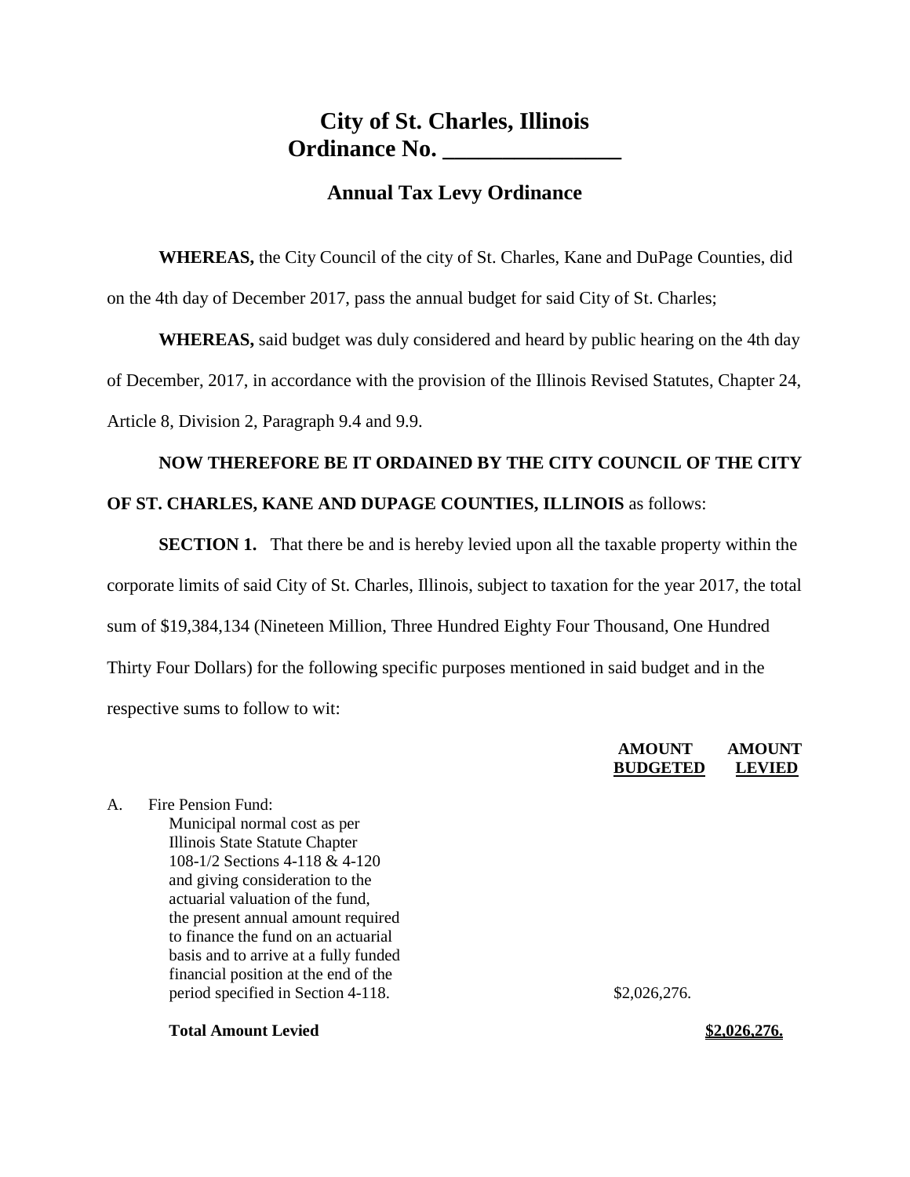# City of St. Charles, Illinois
# Ordinance No. _______________

## Annual Tax Levy Ordinance

**WHEREAS,** the City Council of the city of St. Charles, Kane and DuPage Counties, did on the 4th day of December 2017, pass the annual budget for said City of St. Charles;

**WHEREAS,** said budget was duly considered and heard by public hearing on the 4th day of December, 2017, in accordance with the provision of the Illinois Revised Statutes, Chapter 24, Article 8, Division 2, Paragraph 9.4 and 9.9.

**NOW THEREFORE BE IT ORDAINED BY THE CITY COUNCIL OF THE CITY OF ST. CHARLES, KANE AND DUPAGE COUNTIES, ILLINOIS** as follows:

**SECTION 1.** That there be and is hereby levied upon all the taxable property within the corporate limits of said City of St. Charles, Illinois, subject to taxation for the year 2017, the total sum of $19,384,134 (Nineteen Million, Three Hundred Eighty Four Thousand, One Hundred Thirty Four Dollars) for the following specific purposes mentioned in said budget and in the respective sums to follow to wit:

| | AMOUNT BUDGETED | AMOUNT LEVIED |
|---|---|---|
| A. Fire Pension Fund: Municipal normal cost as per Illinois State Statute Chapter 108-1/2 Sections 4-118 & 4-120 and giving consideration to the actuarial valuation of the fund, the present annual amount required to finance the fund on an actuarial basis and to arrive at a fully funded financial position at the end of the period specified in Section 4-118. | $2,026,276. | |
| **Total Amount Levied** | | **$2,026,276.** |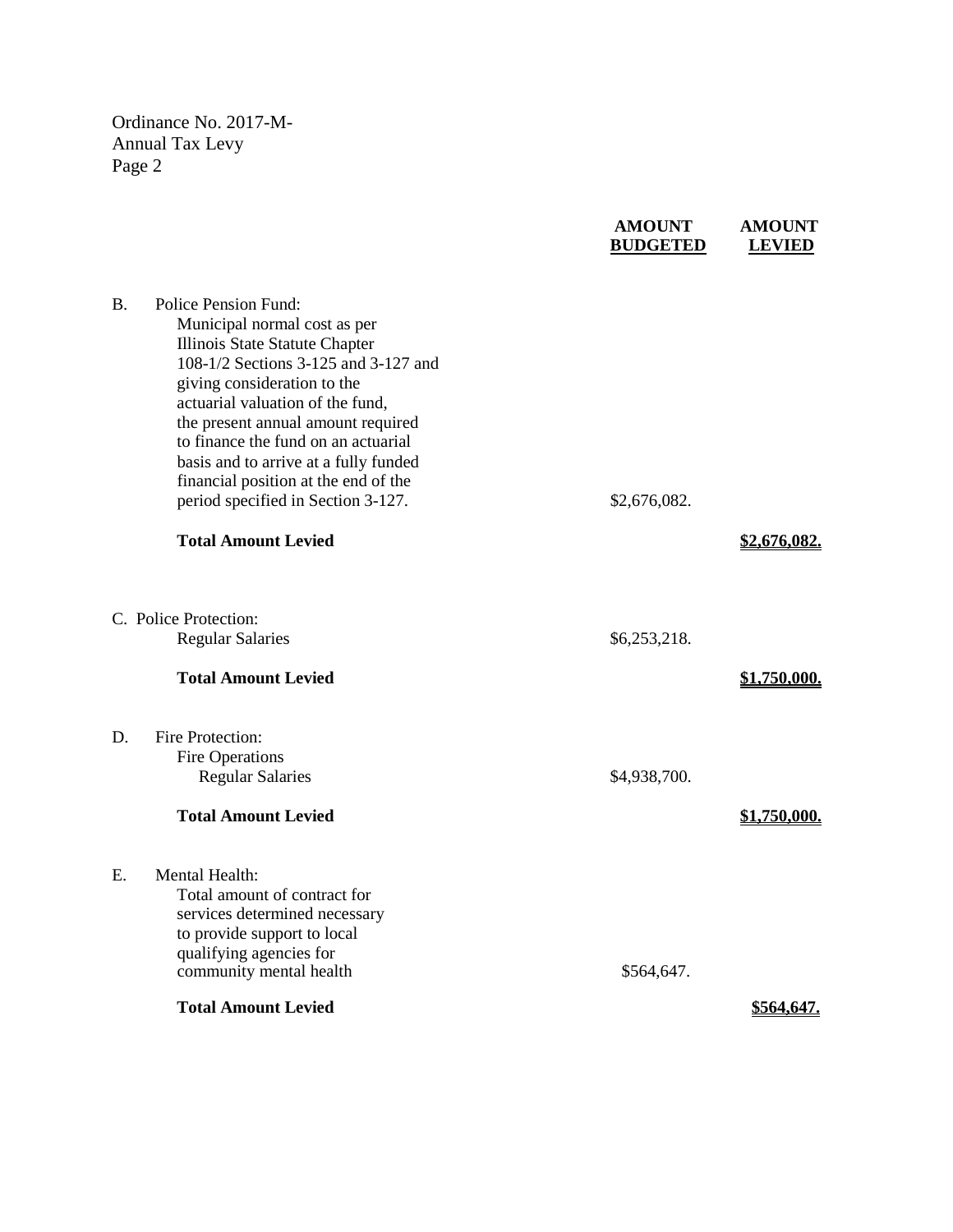Ordinance No. 2017-M-
Annual Tax Levy
Page 2

| | | AMOUNT BUDGETED | AMOUNT LEVIED |
|---|---|---|---|
| B. | Police Pension Fund: Municipal normal cost as per Illinois State Statute Chapter 108-1/2 Sections 3-125 and 3-127 and giving consideration to the actuarial valuation of the fund, the present annual amount required to finance the fund on an actuarial basis and to arrive at a fully funded financial position at the end of the period specified in Section 3-127. | $2,676,082. | |
| | **Total Amount Levied** | | **$2,676,082.** |
| C. | Police Protection: | | |
| | Regular Salaries | $6,253,218. | |
| | **Total Amount Levied** | | **$1,750,000.** |
| D. | Fire Protection: | | |
| | Fire Operations | | |
| | Regular Salaries | $4,938,700. | |
| | **Total Amount Levied** | | **$1,750,000.** |
| E. | Mental Health: Total amount of contract for services determined necessary to provide support to local qualifying agencies for community mental health | $564,647. | |
| | **Total Amount Levied** | | **$564,647.** |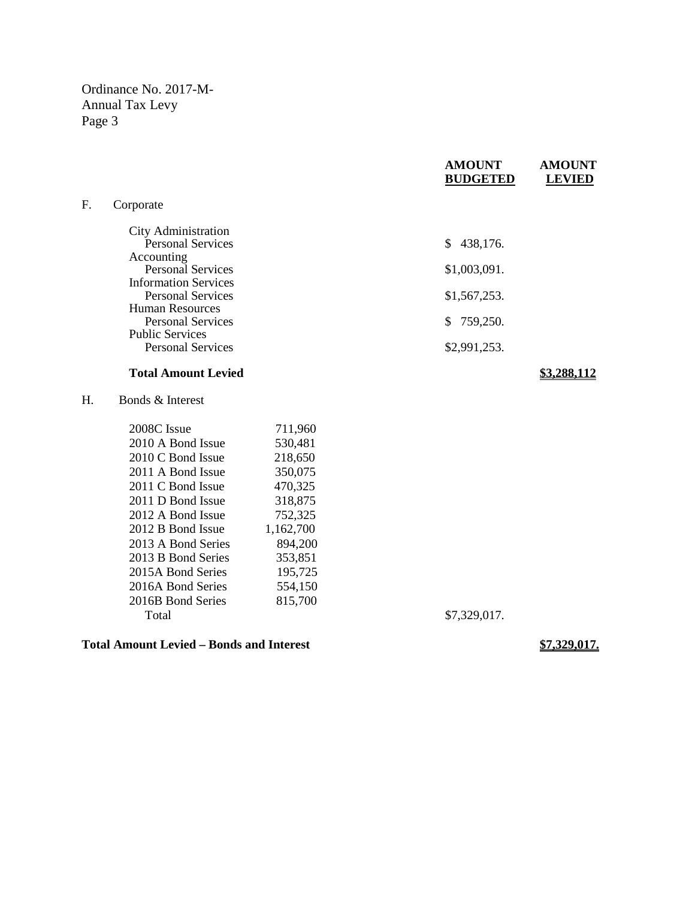Ordinance No. 2017-M-
Annual Tax Levy

| | | AMOUNT BUDGETED | AMOUNT LEVIED |
|---|---|---|---|
| F. Corporate | | | |
| City Administration | | | |
| Personal Services | | $ 438,176. | |
| Accounting | | | |
| Personal Services | | $1,003,091. | |
| Information Services | | | |
| Personal Services | | $1,567,253. | |
| Human Resources | | | |
| Personal Services | | $ 759,250. | |
| Public Services | | | |
| Personal Services | | $2,991,253. | |
| **Total Amount Levied** | | | **$3,288,112** |
| H. Bonds & Interest | | | |
| 2008C Issue | 711,960 | | |
| 2010 A Bond Issue | 530,481 | | |
| 2010 C Bond Issue | 218,650 | | |
| 2011 A Bond Issue | 350,075 | | |
| 2011 C Bond Issue | 470,325 | | |
| 2011 D Bond Issue | 318,875 | | |
| 2012 A Bond Issue | 752,325 | | |
| 2012 B Bond Issue | 1,162,700 | | |
| 2013 A Bond Series | 894,200 | | |
| 2013 B Bond Series | 353,851 | | |
| 2015A Bond Series | 195,725 | | |
| 2016A Bond Series | 554,150 | | |
| 2016B Bond Series | 815,700 | | |
| Total | | $7,329,017. | |
| **Total Amount Levied – Bonds and Interest** | | | **$7,329,017.** |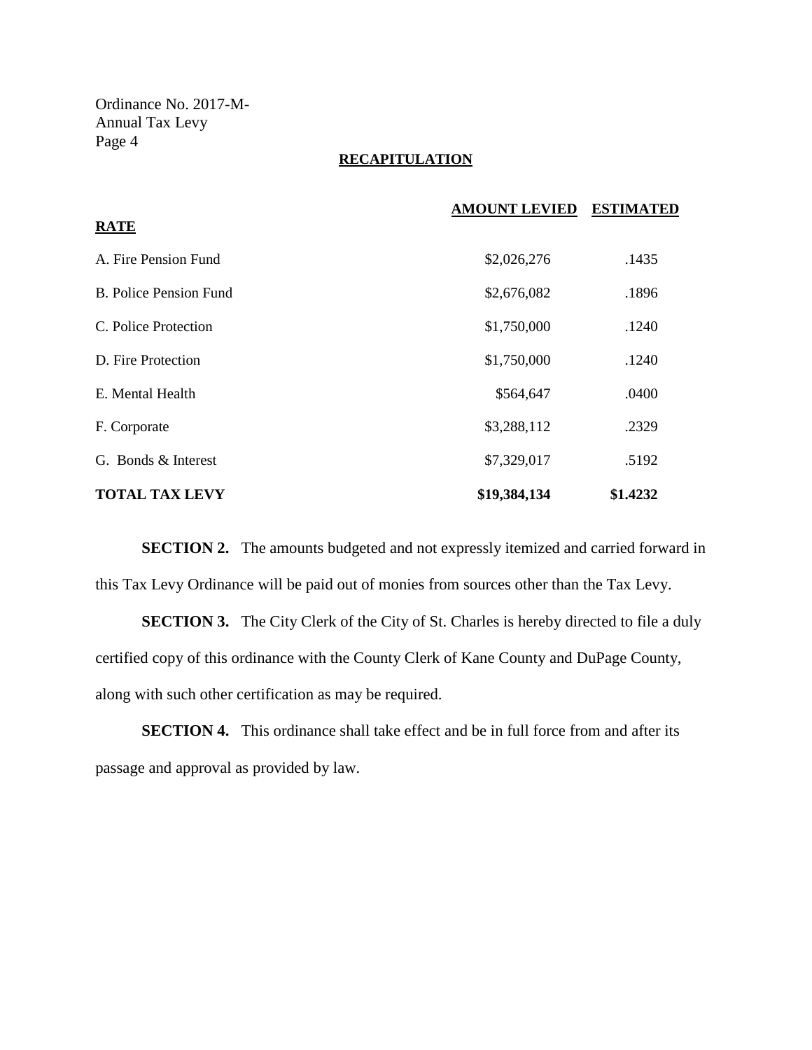Ordinance No. 2017-M-
Annual Tax Levy
Page 4

**RECAPITULATION**

| **RATE** | **AMOUNT LEVIED** | **ESTIMATED** |
|---|---|---|
| A. Fire Pension Fund | $2,026,276 | .1435 |
| B. Police Pension Fund | $2,676,082 | .1896 |
| C. Police Protection | $1,750,000 | .1240 |
| D. Fire Protection | $1,750,000 | .1240 |
| E. Mental Health | $564,647 | .0400 |
| F. Corporate | $3,288,112 | .2329 |
| G. Bonds & Interest | $7,329,017 | .5192 |
| **TOTAL TAX LEVY** | **$19,384,134** | **$1.4232** |

**SECTION 2.** The amounts budgeted and not expressly itemized and carried forward in this Tax Levy Ordinance will be paid out of monies from sources other than the Tax Levy.

**SECTION 3.** The City Clerk of the City of St. Charles is hereby directed to file a duly certified copy of this ordinance with the County Clerk of Kane County and DuPage County, along with such other certification as may be required.

**SECTION 4.** This ordinance shall take effect and be in full force from and after its passage and approval as provided by law.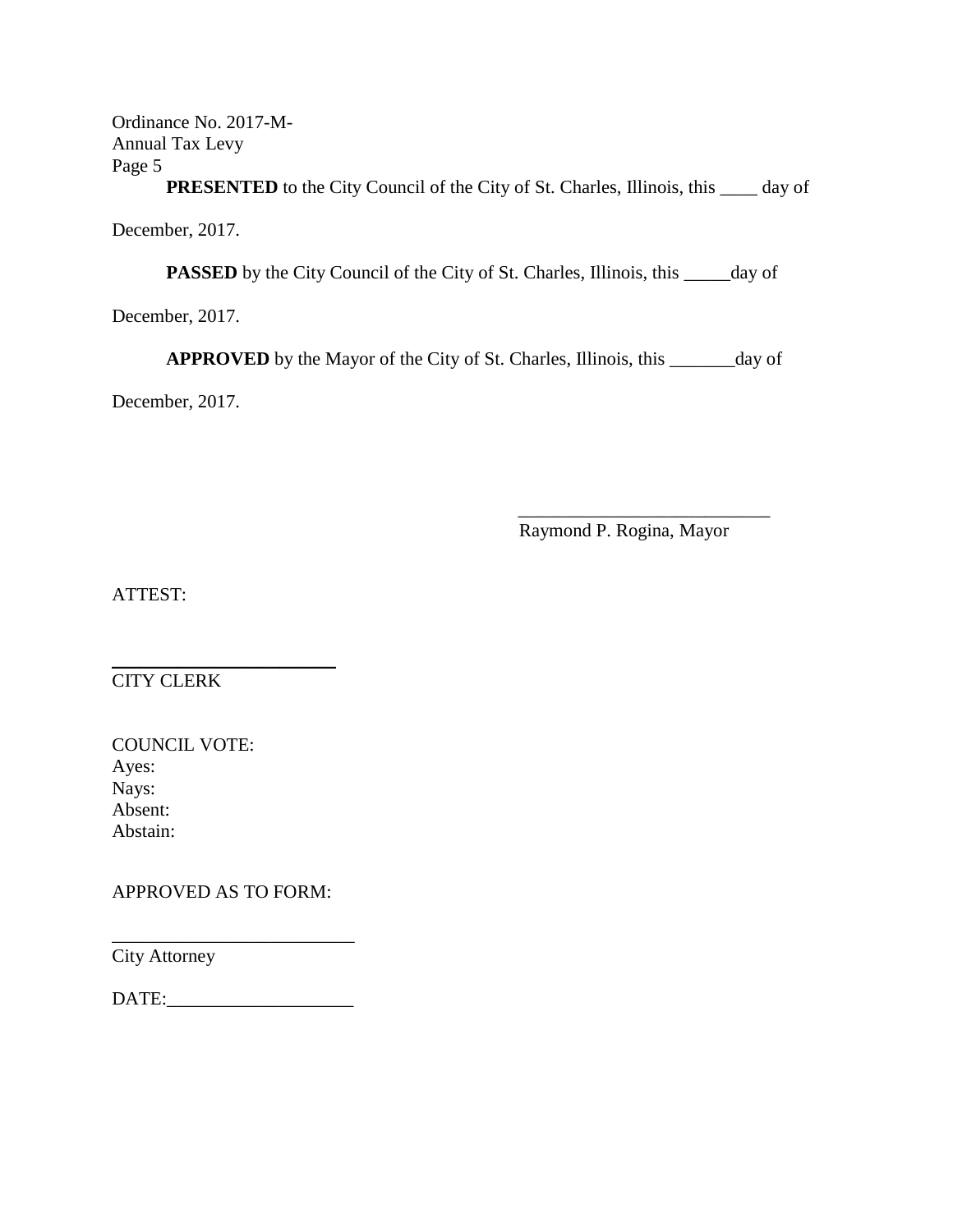**PRESENTED** to the City Council of the City of St. Charles, Illinois, this ____ day of December, 2017.

**PASSED** by the City Council of the City of St. Charles, Illinois, this _____day of December, 2017.

**APPROVED** by the Mayor of the City of St. Charles, Illinois, this _______day of December, 2017.

___________________________
Raymond P. Rogina, Mayor

ATTEST:

________________________
CITY CLERK

COUNCIL VOTE:
Ayes:
Nays:
Absent:
Abstain:

APPROVED AS TO FORM:

__________________________
City Attorney

DATE:____________________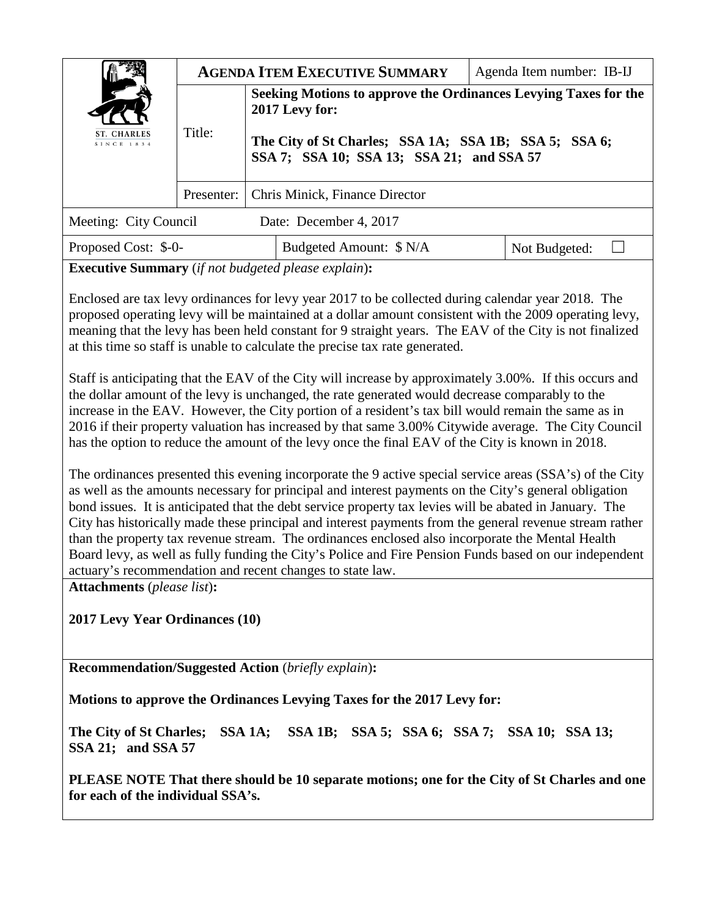| ST. CHARLES SINCE 1834 | **AGENDA ITEM EXECUTIVE SUMMARY** | | Agenda Item number: IB-IJ |
|---|---|---|---|
| | Title: | **Seeking Motions to approve the Ordinances Levying Taxes for the 2017 Levy for:** **The City of St Charles; SSA 1A; SSA 1B; SSA 5; SSA 6; SSA 7; SSA 10; SSA 13; SSA 21; and SSA 57** | |
| | Presenter: | Chris Minick, Finance Director | |
| Meeting: City Council | Date: December 4, 2017 | | |
| Proposed Cost: $-0- | Budgeted Amount: $ N/A | | Not Budgeted: ☐ |

**Executive Summary** (*if not budgeted please explain*)**:**

Enclosed are tax levy ordinances for levy year 2017 to be collected during calendar year 2018. The proposed operating levy will be maintained at a dollar amount consistent with the 2009 operating levy, meaning that the levy has been held constant for 9 straight years. The EAV of the City is not finalized at this time so staff is unable to calculate the precise tax rate generated.

Staff is anticipating that the EAV of the City will increase by approximately 3.00%. If this occurs and the dollar amount of the levy is unchanged, the rate generated would decrease comparably to the increase in the EAV. However, the City portion of a resident's tax bill would remain the same as in 2016 if their property valuation has increased by that same 3.00% Citywide average. The City Council has the option to reduce the amount of the levy once the final EAV of the City is known in 2018.

The ordinances presented this evening incorporate the 9 active special service areas (SSA's) of the City as well as the amounts necessary for principal and interest payments on the City's general obligation bond issues. It is anticipated that the debt service property tax levies will be abated in January. The City has historically made these principal and interest payments from the general revenue stream rather than the property tax revenue stream. The ordinances enclosed also incorporate the Mental Health Board levy, as well as fully funding the City's Police and Fire Pension Funds based on our independent actuary's recommendation and recent changes to state law.

**Attachments** (*please list*)**:**

**2017 Levy Year Ordinances (10)**

**Recommendation/Suggested Action** (*briefly explain*)**:**

**Motions to approve the Ordinances Levying Taxes for the 2017 Levy for:**

**The City of St Charles; SSA 1A; SSA 1B; SSA 5; SSA 6; SSA 7; SSA 10; SSA 13; SSA 21; and SSA 57**

**PLEASE NOTE That there should be 10 separate motions; one for the City of St Charles and one for each of the individual SSA's.**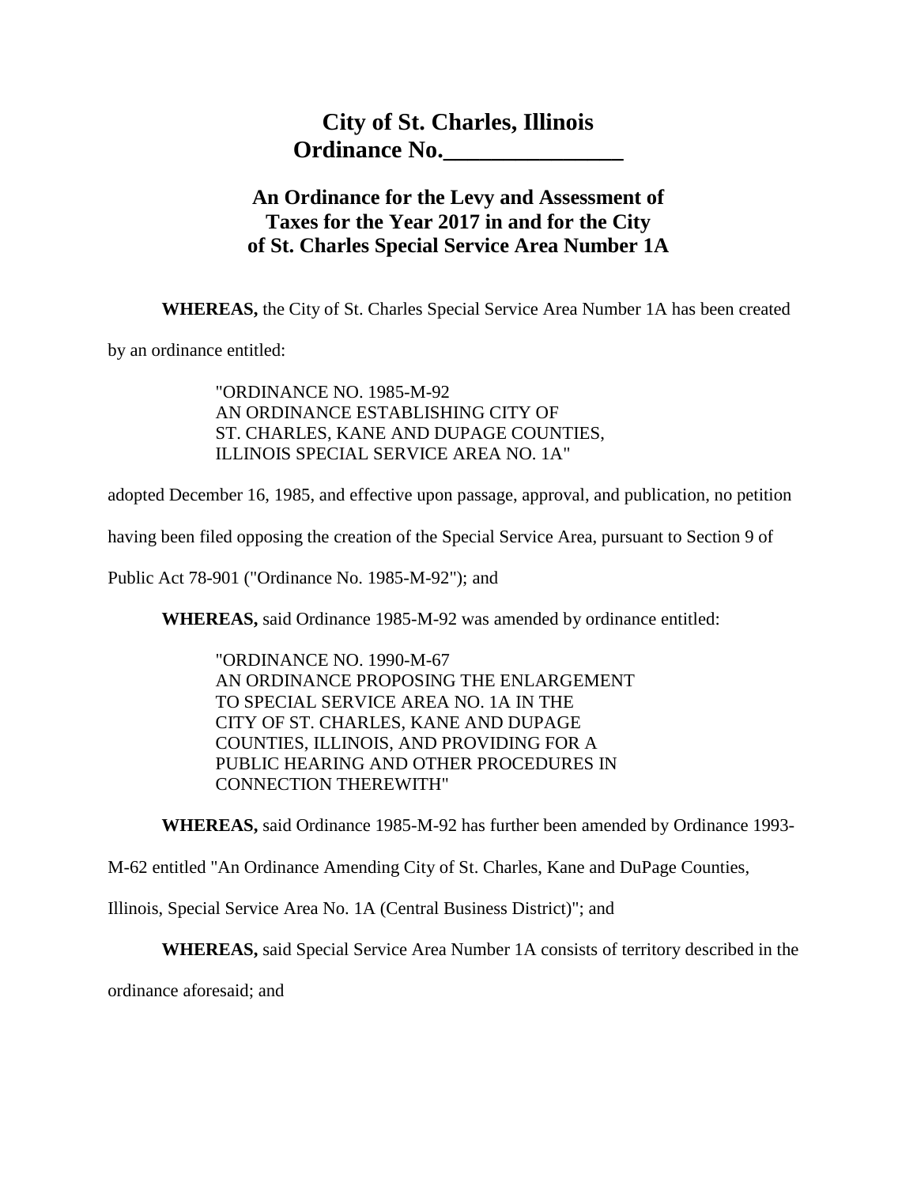# City of St. Charles, Illinois
# Ordinance No.________________

## An Ordinance for the Levy and Assessment of Taxes for the Year 2017 in and for the City of St. Charles Special Service Area Number 1A

**WHEREAS,** the City of St. Charles Special Service Area Number 1A has been created by an ordinance entitled:

> "ORDINANCE NO. 1985-M-92
> AN ORDINANCE ESTABLISHING CITY OF
> ST. CHARLES, KANE AND DUPAGE COUNTIES,
> ILLINOIS SPECIAL SERVICE AREA NO. 1A"

adopted December 16, 1985, and effective upon passage, approval, and publication, no petition having been filed opposing the creation of the Special Service Area, pursuant to Section 9 of Public Act 78-901 ("Ordinance No. 1985-M-92"); and

**WHEREAS,** said Ordinance 1985-M-92 was amended by ordinance entitled:

> "ORDINANCE NO. 1990-M-67
> AN ORDINANCE PROPOSING THE ENLARGEMENT
> TO SPECIAL SERVICE AREA NO. 1A IN THE
> CITY OF ST. CHARLES, KANE AND DUPAGE
> COUNTIES, ILLINOIS, AND PROVIDING FOR A
> PUBLIC HEARING AND OTHER PROCEDURES IN
> CONNECTION THEREWITH"

**WHEREAS,** said Ordinance 1985-M-92 has further been amended by Ordinance 1993-M-62 entitled "An Ordinance Amending City of St. Charles, Kane and DuPage Counties, Illinois, Special Service Area No. 1A (Central Business District)"; and

**WHEREAS,** said Special Service Area Number 1A consists of territory described in the ordinance aforesaid; and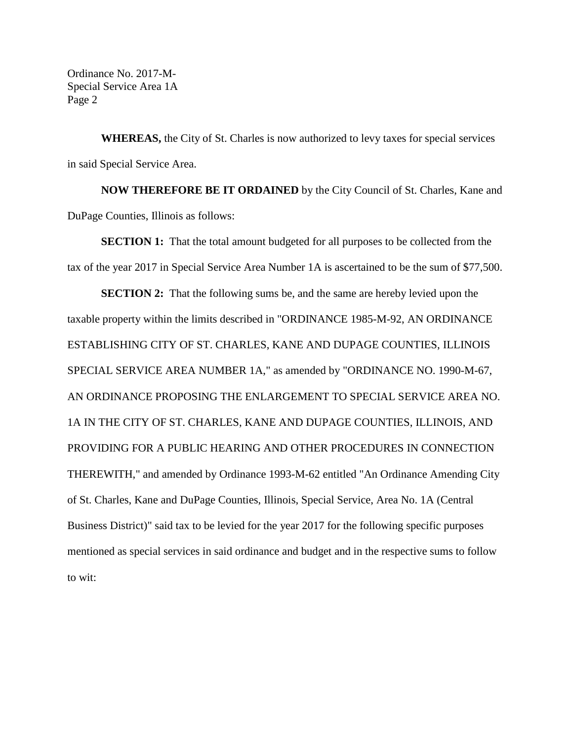**WHEREAS,** the City of St. Charles is now authorized to levy taxes for special services in said Special Service Area.

**NOW THEREFORE BE IT ORDAINED** by the City Council of St. Charles, Kane and DuPage Counties, Illinois as follows:

**SECTION 1:** That the total amount budgeted for all purposes to be collected from the tax of the year 2017 in Special Service Area Number 1A is ascertained to be the sum of $77,500.

**SECTION 2:** That the following sums be, and the same are hereby levied upon the taxable property within the limits described in "ORDINANCE 1985-M-92, AN ORDINANCE ESTABLISHING CITY OF ST. CHARLES, KANE AND DUPAGE COUNTIES, ILLINOIS SPECIAL SERVICE AREA NUMBER 1A," as amended by "ORDINANCE NO. 1990-M-67, AN ORDINANCE PROPOSING THE ENLARGEMENT TO SPECIAL SERVICE AREA NO. 1A IN THE CITY OF ST. CHARLES, KANE AND DUPAGE COUNTIES, ILLINOIS, AND PROVIDING FOR A PUBLIC HEARING AND OTHER PROCEDURES IN CONNECTION THEREWITH," and amended by Ordinance 1993-M-62 entitled "An Ordinance Amending City of St. Charles, Kane and DuPage Counties, Illinois, Special Service, Area No. 1A (Central Business District)" said tax to be levied for the year 2017 for the following specific purposes mentioned as special services in said ordinance and budget and in the respective sums to follow to wit: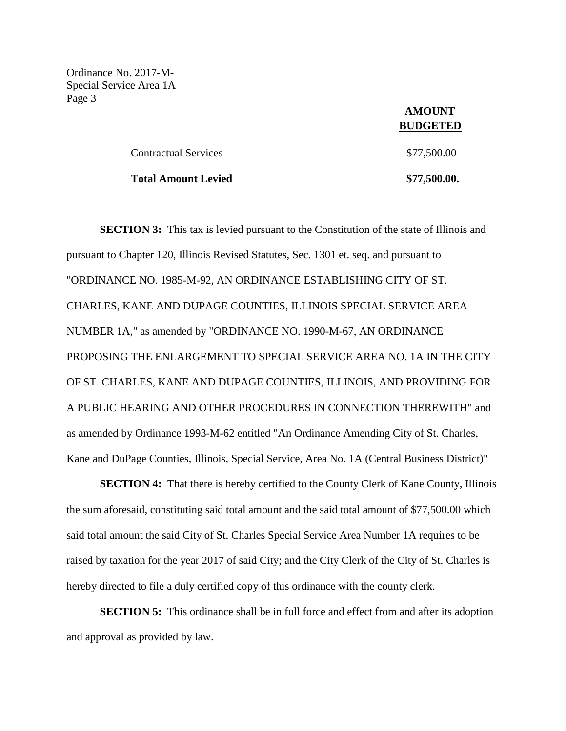| | AMOUNT BUDGETED |
|---|---|
| Contractual Services | $77,500.00 |
| **Total Amount Levied** | **$77,500.00.** |

**SECTION 3:** This tax is levied pursuant to the Constitution of the state of Illinois and pursuant to Chapter 120, Illinois Revised Statutes, Sec. 1301 et. seq. and pursuant to "ORDINANCE NO. 1985-M-92, AN ORDINANCE ESTABLISHING CITY OF ST. CHARLES, KANE AND DUPAGE COUNTIES, ILLINOIS SPECIAL SERVICE AREA NUMBER 1A," as amended by "ORDINANCE NO. 1990-M-67, AN ORDINANCE PROPOSING THE ENLARGEMENT TO SPECIAL SERVICE AREA NO. 1A IN THE CITY OF ST. CHARLES, KANE AND DUPAGE COUNTIES, ILLINOIS, AND PROVIDING FOR A PUBLIC HEARING AND OTHER PROCEDURES IN CONNECTION THEREWITH" and as amended by Ordinance 1993-M-62 entitled "An Ordinance Amending City of St. Charles, Kane and DuPage Counties, Illinois, Special Service, Area No. 1A (Central Business District)"

**SECTION 4:** That there is hereby certified to the County Clerk of Kane County, Illinois the sum aforesaid, constituting said total amount and the said total amount of $77,500.00 which said total amount the said City of St. Charles Special Service Area Number 1A requires to be raised by taxation for the year 2017 of said City; and the City Clerk of the City of St. Charles is hereby directed to file a duly certified copy of this ordinance with the county clerk.

**SECTION 5:** This ordinance shall be in full force and effect from and after its adoption and approval as provided by law.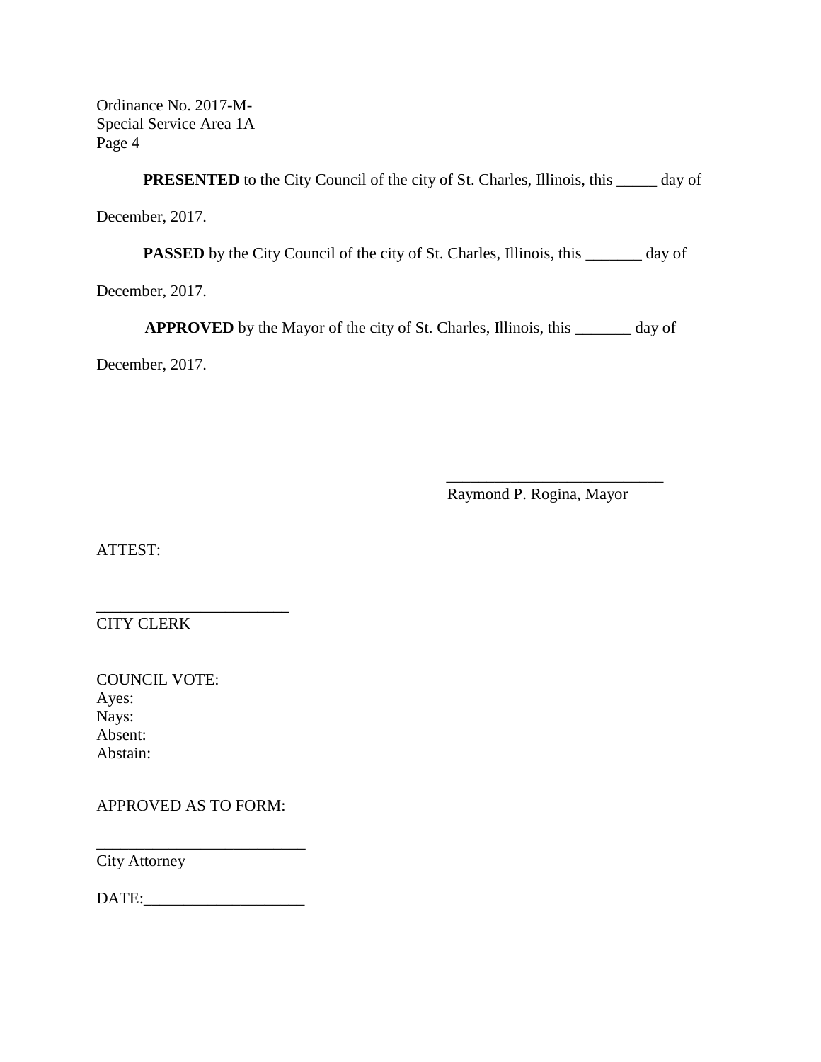Ordinance No. 2017-M-
Special Service Area 1A
Page 4

**PRESENTED** to the City Council of the city of St. Charles, Illinois, this _____ day of December, 2017.

**PASSED** by the City Council of the city of St. Charles, Illinois, this _______ day of December, 2017.

**APPROVED** by the Mayor of the city of St. Charles, Illinois, this _______ day of December, 2017.

___________________________
Raymond P. Rogina, Mayor

ATTEST:

________________________
CITY CLERK

COUNCIL VOTE:
Ayes:
Nays:
Absent:
Abstain:

APPROVED AS TO FORM:

__________________________
City Attorney

DATE:____________________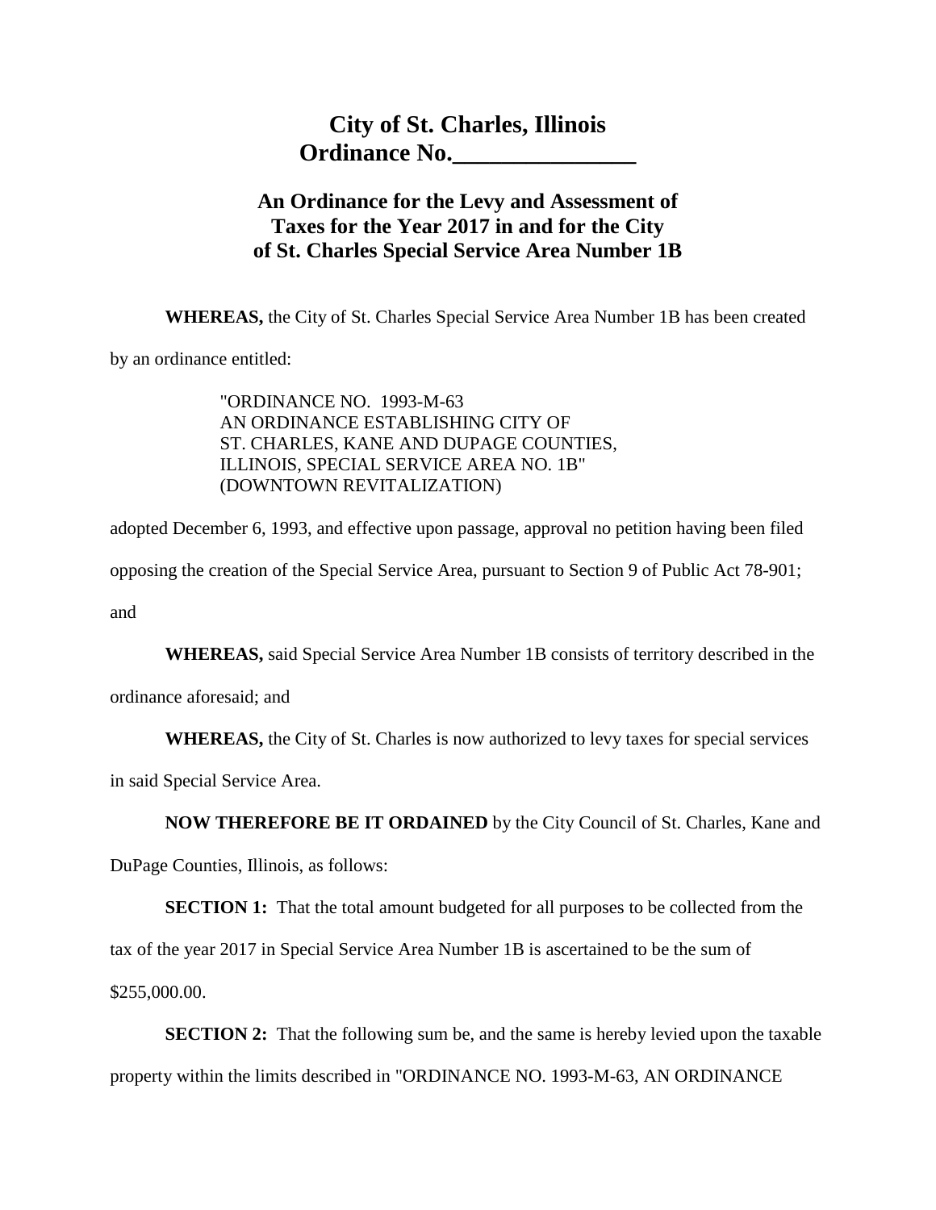# City of St. Charles, Illinois
## Ordinance No.________________

## An Ordinance for the Levy and Assessment of Taxes for the Year 2017 in and for the City of St. Charles Special Service Area Number 1B

**WHEREAS,** the City of St. Charles Special Service Area Number 1B has been created by an ordinance entitled:

> "ORDINANCE NO. 1993-M-63
> AN ORDINANCE ESTABLISHING CITY OF
> ST. CHARLES, KANE AND DUPAGE COUNTIES,
> ILLINOIS, SPECIAL SERVICE AREA NO. 1B"
> (DOWNTOWN REVITALIZATION)

adopted December 6, 1993, and effective upon passage, approval no petition having been filed opposing the creation of the Special Service Area, pursuant to Section 9 of Public Act 78-901; and

**WHEREAS,** said Special Service Area Number 1B consists of territory described in the ordinance aforesaid; and

**WHEREAS,** the City of St. Charles is now authorized to levy taxes for special services in said Special Service Area.

**NOW THEREFORE BE IT ORDAINED** by the City Council of St. Charles, Kane and DuPage Counties, Illinois, as follows:

**SECTION 1:** That the total amount budgeted for all purposes to be collected from the tax of the year 2017 in Special Service Area Number 1B is ascertained to be the sum of $255,000.00.

**SECTION 2:** That the following sum be, and the same is hereby levied upon the taxable property within the limits described in "ORDINANCE NO. 1993-M-63, AN ORDINANCE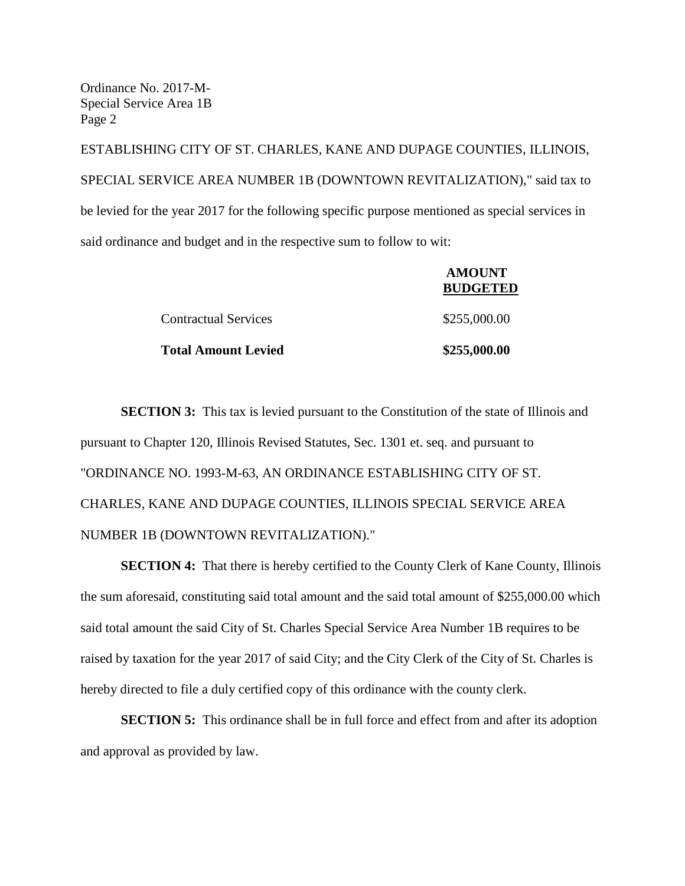ESTABLISHING CITY OF ST. CHARLES, KANE AND DUPAGE COUNTIES, ILLINOIS, SPECIAL SERVICE AREA NUMBER 1B (DOWNTOWN REVITALIZATION)," said tax to be levied for the year 2017 for the following specific purpose mentioned as special services in said ordinance and budget and in the respective sum to follow to wit:

| | **AMOUNT BUDGETED** |
|---|---|
| Contractual Services | $255,000.00 |
| **Total Amount Levied** | **$255,000.00** |

**SECTION 3:** This tax is levied pursuant to the Constitution of the state of Illinois and pursuant to Chapter 120, Illinois Revised Statutes, Sec. 1301 et. seq. and pursuant to "ORDINANCE NO. 1993-M-63, AN ORDINANCE ESTABLISHING CITY OF ST. CHARLES, KANE AND DUPAGE COUNTIES, ILLINOIS SPECIAL SERVICE AREA NUMBER 1B (DOWNTOWN REVITALIZATION)."

**SECTION 4:** That there is hereby certified to the County Clerk of Kane County, Illinois the sum aforesaid, constituting said total amount and the said total amount of $255,000.00 which said total amount the said City of St. Charles Special Service Area Number 1B requires to be raised by taxation for the year 2017 of said City; and the City Clerk of the City of St. Charles is hereby directed to file a duly certified copy of this ordinance with the county clerk.

**SECTION 5:** This ordinance shall be in full force and effect from and after its adoption and approval as provided by law.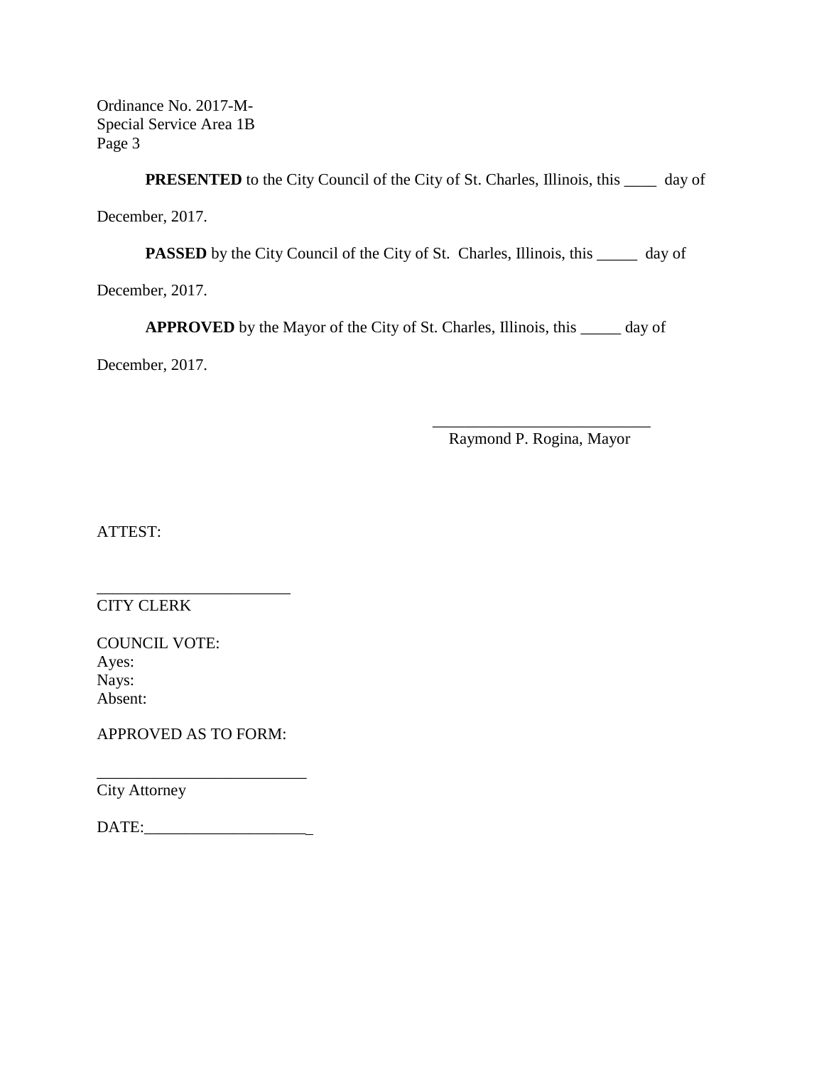**PRESENTED** to the City Council of the City of St. Charles, Illinois, this ____ day of December, 2017.

**PASSED** by the City Council of the City of St. Charles, Illinois, this _____ day of December, 2017.

**APPROVED** by the Mayor of the City of St. Charles, Illinois, this _____ day of December, 2017.

___________________________
Raymond P. Rogina, Mayor

ATTEST:

________________________
CITY CLERK

COUNCIL VOTE:
Ayes:
Nays:
Absent:

APPROVED AS TO FORM:

__________________________
City Attorney

DATE:____________________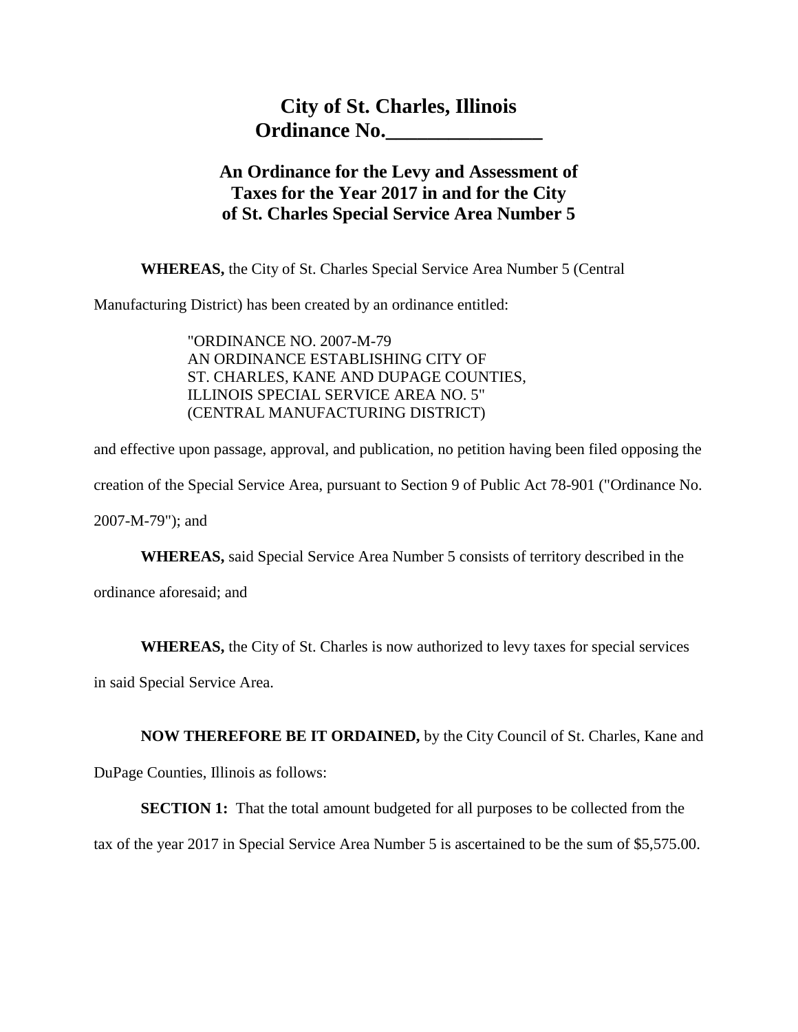# City of St. Charles, Illinois
# Ordinance No.________________

## An Ordinance for the Levy and Assessment of Taxes for the Year 2017 in and for the City of St. Charles Special Service Area Number 5

**WHEREAS,** the City of St. Charles Special Service Area Number 5 (Central Manufacturing District) has been created by an ordinance entitled:

> "ORDINANCE NO. 2007-M-79
> AN ORDINANCE ESTABLISHING CITY OF
> ST. CHARLES, KANE AND DUPAGE COUNTIES,
> ILLINOIS SPECIAL SERVICE AREA NO. 5"
> (CENTRAL MANUFACTURING DISTRICT)

and effective upon passage, approval, and publication, no petition having been filed opposing the creation of the Special Service Area, pursuant to Section 9 of Public Act 78-901 ("Ordinance No. 2007-M-79"); and

**WHEREAS,** said Special Service Area Number 5 consists of territory described in the ordinance aforesaid; and

**WHEREAS,** the City of St. Charles is now authorized to levy taxes for special services in said Special Service Area.

**NOW THEREFORE BE IT ORDAINED,** by the City Council of St. Charles, Kane and DuPage Counties, Illinois as follows:

**SECTION 1:** That the total amount budgeted for all purposes to be collected from the tax of the year 2017 in Special Service Area Number 5 is ascertained to be the sum of $5,575.00.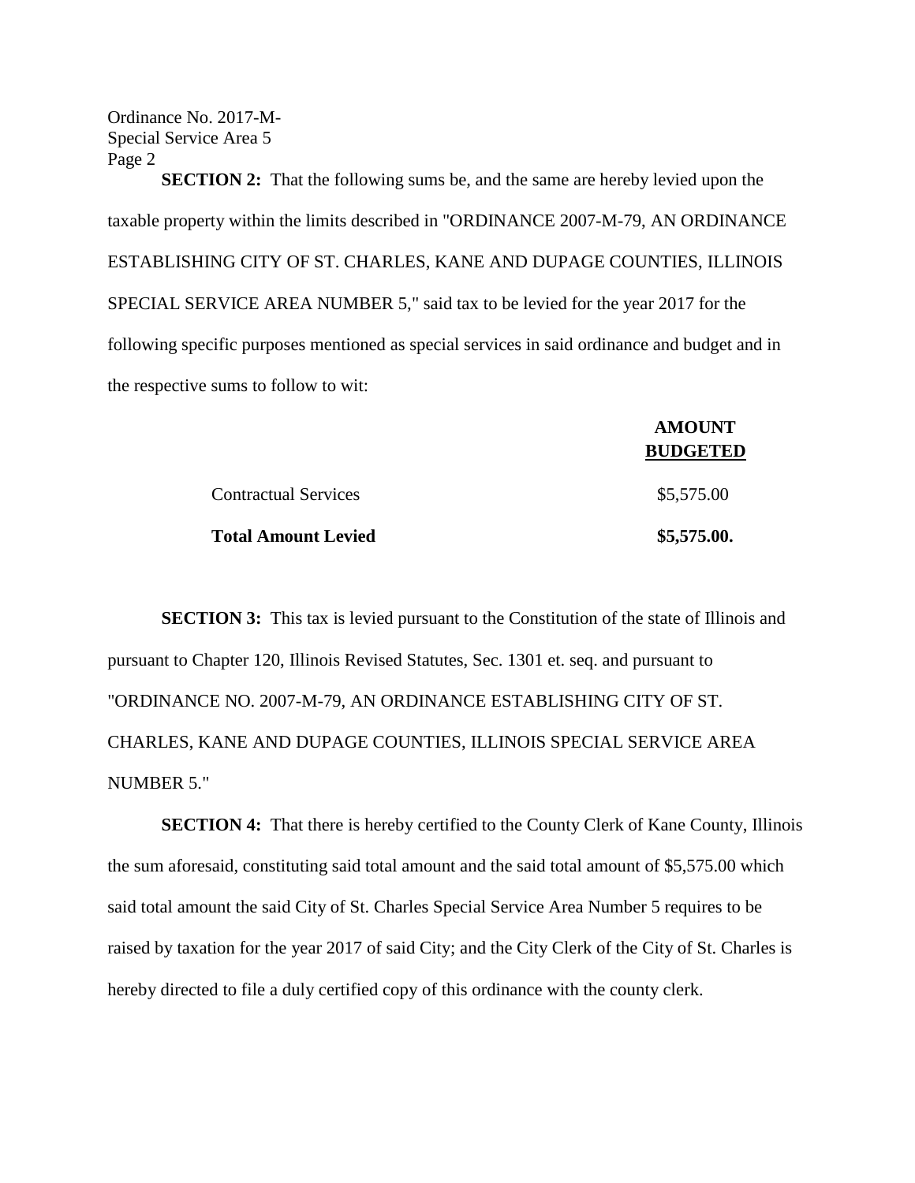**SECTION 2:** That the following sums be, and the same are hereby levied upon the taxable property within the limits described in "ORDINANCE 2007-M-79, AN ORDINANCE ESTABLISHING CITY OF ST. CHARLES, KANE AND DUPAGE COUNTIES, ILLINOIS SPECIAL SERVICE AREA NUMBER 5," said tax to be levied for the year 2017 for the following specific purposes mentioned as special services in said ordinance and budget and in the respective sums to follow to wit:

| | **AMOUNT BUDGETED** |
|---|---|
| Contractual Services | $5,575.00 |
| **Total Amount Levied** | **$5,575.00.** |

**SECTION 3:** This tax is levied pursuant to the Constitution of the state of Illinois and pursuant to Chapter 120, Illinois Revised Statutes, Sec. 1301 et. seq. and pursuant to "ORDINANCE NO. 2007-M-79, AN ORDINANCE ESTABLISHING CITY OF ST. CHARLES, KANE AND DUPAGE COUNTIES, ILLINOIS SPECIAL SERVICE AREA NUMBER 5."

**SECTION 4:** That there is hereby certified to the County Clerk of Kane County, Illinois the sum aforesaid, constituting said total amount and the said total amount of $5,575.00 which said total amount the said City of St. Charles Special Service Area Number 5 requires to be raised by taxation for the year 2017 of said City; and the City Clerk of the City of St. Charles is hereby directed to file a duly certified copy of this ordinance with the county clerk.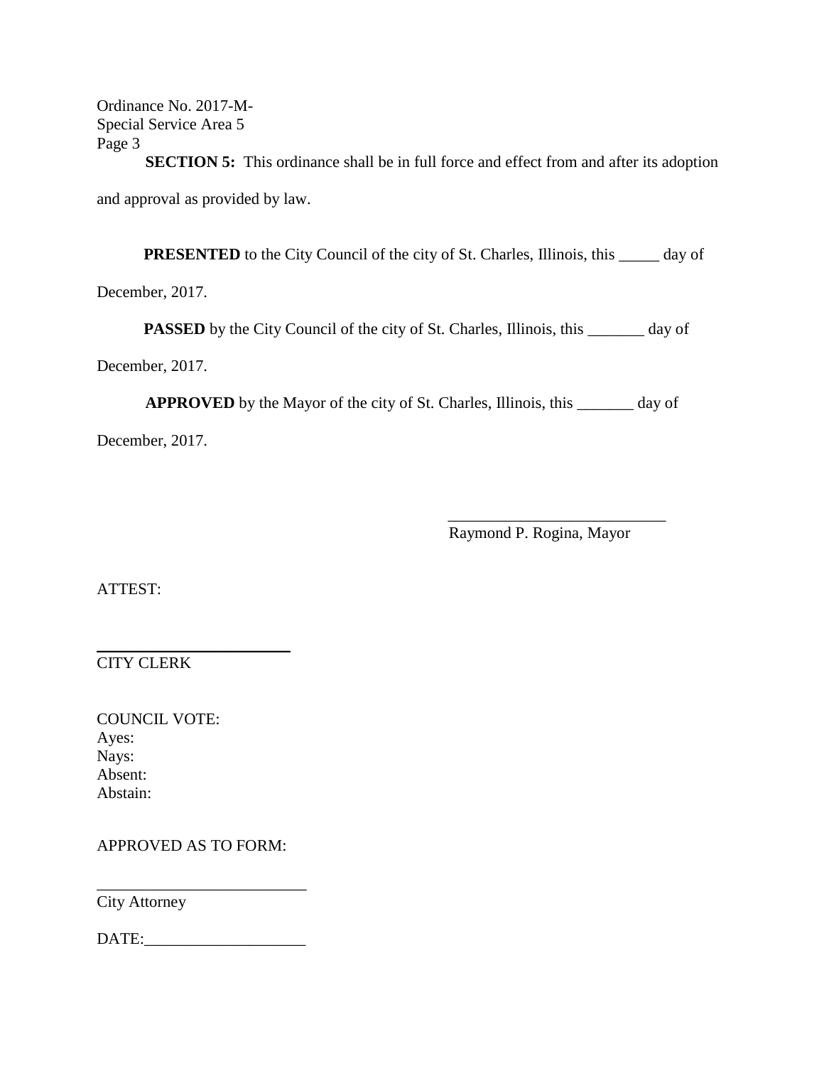**SECTION 5:** This ordinance shall be in full force and effect from and after its adoption and approval as provided by law.

**PRESENTED** to the City Council of the city of St. Charles, Illinois, this _____ day of December, 2017.

**PASSED** by the City Council of the city of St. Charles, Illinois, this _______ day of December, 2017.

**APPROVED** by the Mayor of the city of St. Charles, Illinois, this _______ day of December, 2017.

___________________________
Raymond P. Rogina, Mayor

ATTEST:

_________________________
CITY CLERK

COUNCIL VOTE:
Ayes:
Nays:
Absent:
Abstain:

APPROVED AS TO FORM:

__________________________
City Attorney

DATE:____________________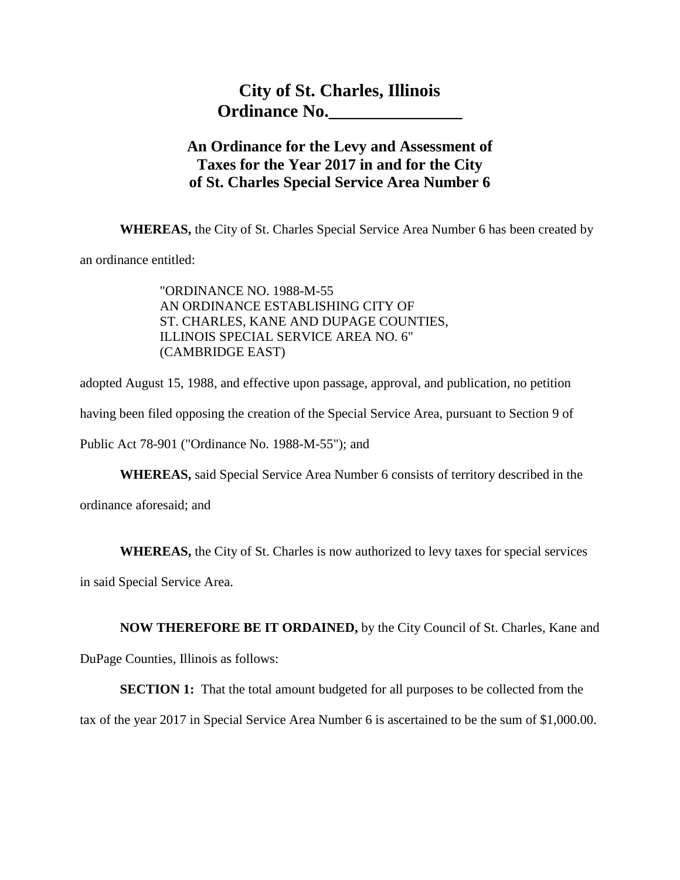# City of St. Charles, Illinois
# Ordinance No.________________

## An Ordinance for the Levy and Assessment of Taxes for the Year 2017 in and for the City of St. Charles Special Service Area Number 6

**WHEREAS,** the City of St. Charles Special Service Area Number 6 has been created by an ordinance entitled:

> "ORDINANCE NO. 1988-M-55
> AN ORDINANCE ESTABLISHING CITY OF
> ST. CHARLES, KANE AND DUPAGE COUNTIES,
> ILLINOIS SPECIAL SERVICE AREA NO. 6"
> (CAMBRIDGE EAST)

adopted August 15, 1988, and effective upon passage, approval, and publication, no petition having been filed opposing the creation of the Special Service Area, pursuant to Section 9 of Public Act 78-901 ("Ordinance No. 1988-M-55"); and

**WHEREAS,** said Special Service Area Number 6 consists of territory described in the ordinance aforesaid; and

**WHEREAS,** the City of St. Charles is now authorized to levy taxes for special services in said Special Service Area.

**NOW THEREFORE BE IT ORDAINED,** by the City Council of St. Charles, Kane and DuPage Counties, Illinois as follows:

**SECTION 1:** That the total amount budgeted for all purposes to be collected from the tax of the year 2017 in Special Service Area Number 6 is ascertained to be the sum of $1,000.00.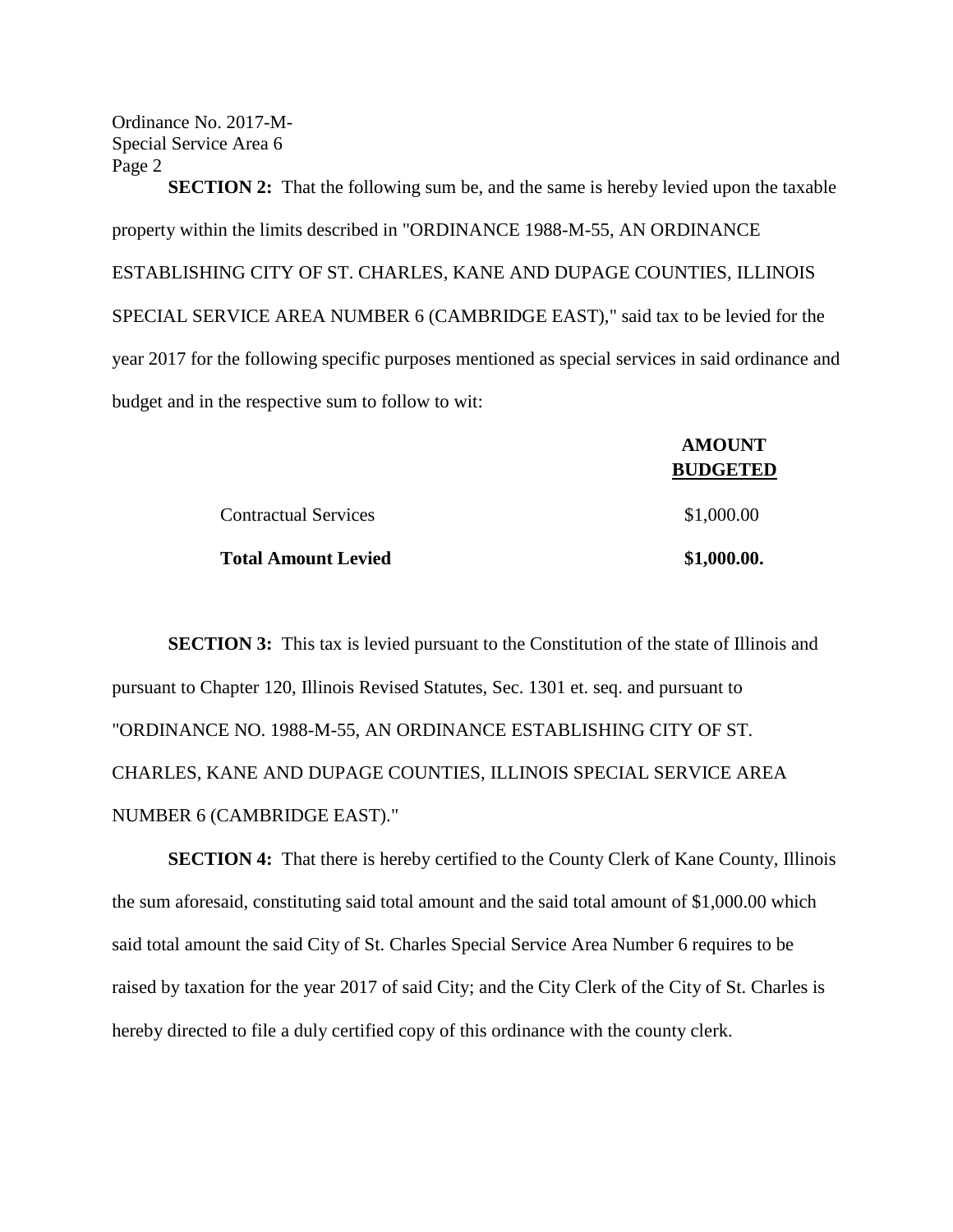**SECTION 2:** That the following sum be, and the same is hereby levied upon the taxable property within the limits described in "ORDINANCE 1988-M-55, AN ORDINANCE ESTABLISHING CITY OF ST. CHARLES, KANE AND DUPAGE COUNTIES, ILLINOIS SPECIAL SERVICE AREA NUMBER 6 (CAMBRIDGE EAST)," said tax to be levied for the year 2017 for the following specific purposes mentioned as special services in said ordinance and budget and in the respective sum to follow to wit:

| | **AMOUNT BUDGETED** |
|---|---|
| Contractual Services | $1,000.00 |
| **Total Amount Levied** | **$1,000.00.** |

**SECTION 3:** This tax is levied pursuant to the Constitution of the state of Illinois and pursuant to Chapter 120, Illinois Revised Statutes, Sec. 1301 et. seq. and pursuant to "ORDINANCE NO. 1988-M-55, AN ORDINANCE ESTABLISHING CITY OF ST. CHARLES, KANE AND DUPAGE COUNTIES, ILLINOIS SPECIAL SERVICE AREA NUMBER 6 (CAMBRIDGE EAST)."

**SECTION 4:** That there is hereby certified to the County Clerk of Kane County, Illinois the sum aforesaid, constituting said total amount and the said total amount of $1,000.00 which said total amount the said City of St. Charles Special Service Area Number 6 requires to be raised by taxation for the year 2017 of said City; and the City Clerk of the City of St. Charles is hereby directed to file a duly certified copy of this ordinance with the county clerk.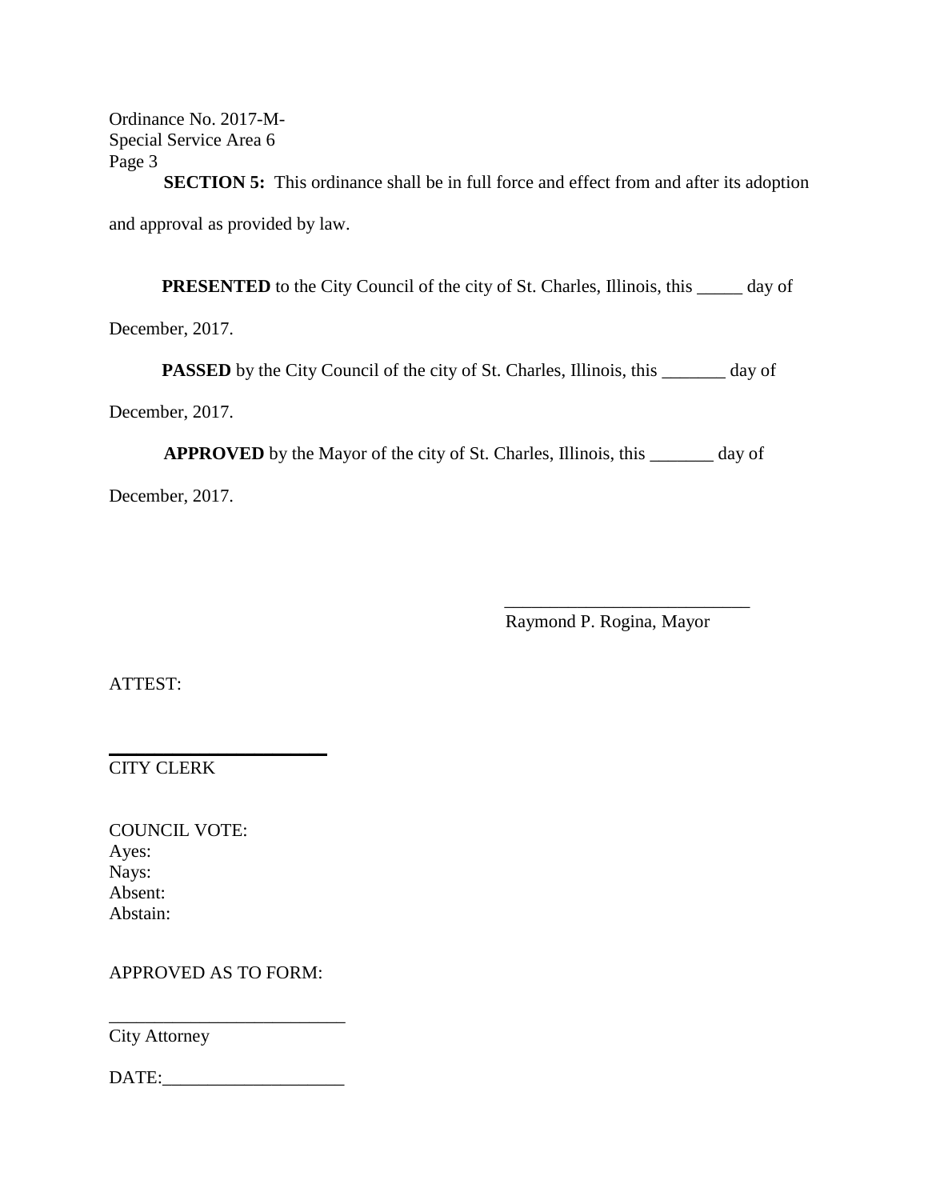Ordinance No. 2017-M-
Special Service Area 6
Page 3

**SECTION 5:** This ordinance shall be in full force and effect from and after its adoption and approval as provided by law.

**PRESENTED** to the City Council of the city of St. Charles, Illinois, this _____ day of December, 2017.

**PASSED** by the City Council of the city of St. Charles, Illinois, this _______ day of December, 2017.

**APPROVED** by the Mayor of the city of St. Charles, Illinois, this _______ day of December, 2017.

___________________________
Raymond P. Rogina, Mayor

ATTEST:

___________________________
CITY CLERK

COUNCIL VOTE:
Ayes:
Nays:
Absent:
Abstain:

APPROVED AS TO FORM:

___________________________
City Attorney

DATE:____________________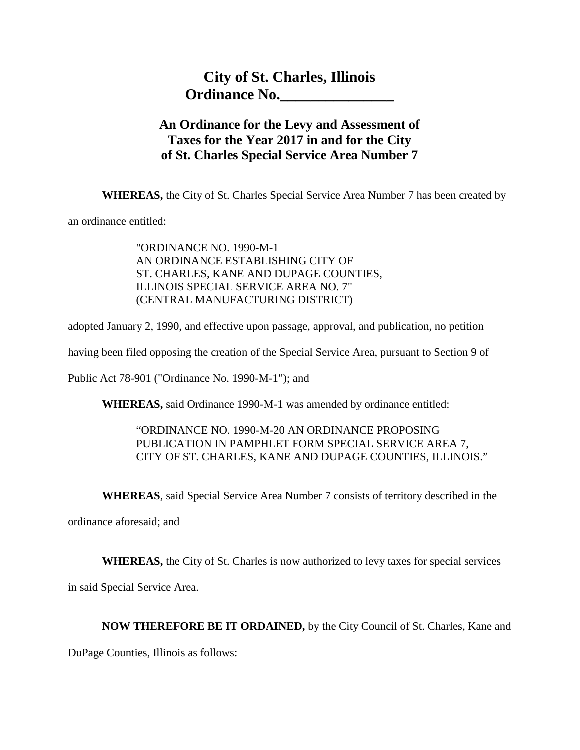# City of St. Charles, Illinois
# Ordinance No.________________

## An Ordinance for the Levy and Assessment of Taxes for the Year 2017 in and for the City of St. Charles Special Service Area Number 7

**WHEREAS,** the City of St. Charles Special Service Area Number 7 has been created by an ordinance entitled:

> "ORDINANCE NO. 1990-M-1
> AN ORDINANCE ESTABLISHING CITY OF
> ST. CHARLES, KANE AND DUPAGE COUNTIES,
> ILLINOIS SPECIAL SERVICE AREA NO. 7"
> (CENTRAL MANUFACTURING DISTRICT)

adopted January 2, 1990, and effective upon passage, approval, and publication, no petition having been filed opposing the creation of the Special Service Area, pursuant to Section 9 of Public Act 78-901 ("Ordinance No. 1990-M-1"); and

**WHEREAS,** said Ordinance 1990-M-1 was amended by ordinance entitled:

> "ORDINANCE NO. 1990-M-20 AN ORDINANCE PROPOSING PUBLICATION IN PAMPHLET FORM SPECIAL SERVICE AREA 7, CITY OF ST. CHARLES, KANE AND DUPAGE COUNTIES, ILLINOIS."

**WHEREAS**, said Special Service Area Number 7 consists of territory described in the ordinance aforesaid; and

**WHEREAS,** the City of St. Charles is now authorized to levy taxes for special services in said Special Service Area.

**NOW THEREFORE BE IT ORDAINED,** by the City Council of St. Charles, Kane and DuPage Counties, Illinois as follows: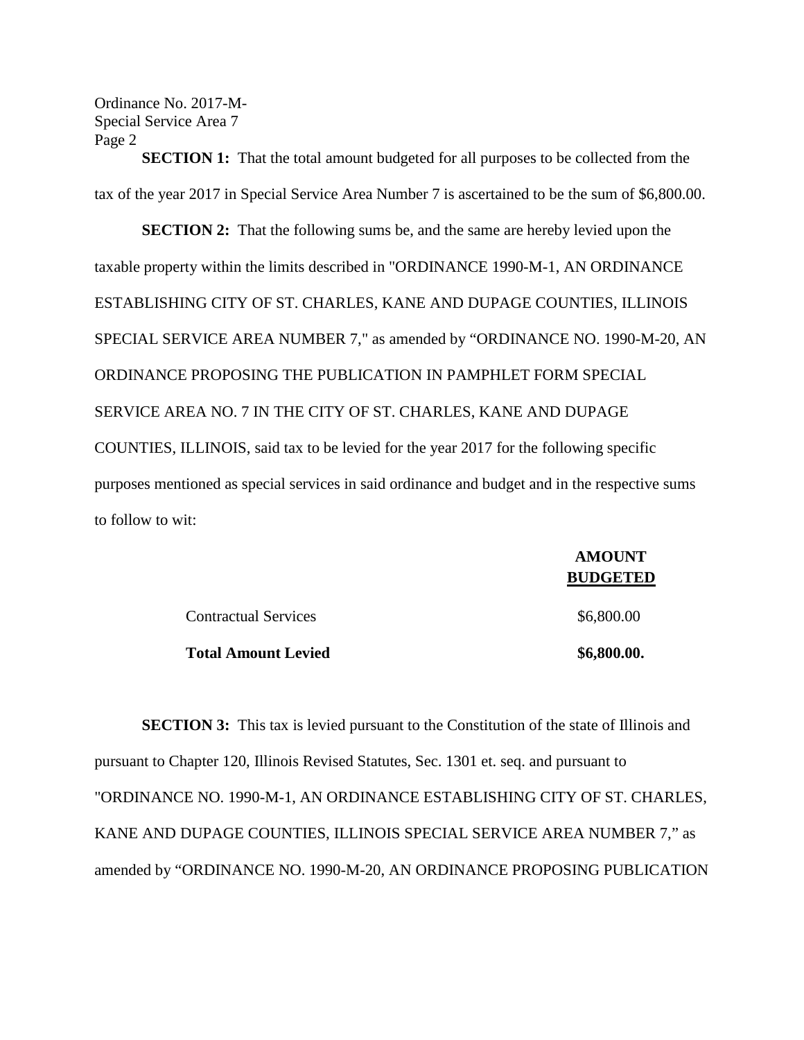**SECTION 1:** That the total amount budgeted for all purposes to be collected from the tax of the year 2017 in Special Service Area Number 7 is ascertained to be the sum of $6,800.00.

**SECTION 2:** That the following sums be, and the same are hereby levied upon the taxable property within the limits described in "ORDINANCE 1990-M-1, AN ORDINANCE ESTABLISHING CITY OF ST. CHARLES, KANE AND DUPAGE COUNTIES, ILLINOIS SPECIAL SERVICE AREA NUMBER 7," as amended by "ORDINANCE NO. 1990-M-20, AN ORDINANCE PROPOSING THE PUBLICATION IN PAMPHLET FORM SPECIAL SERVICE AREA NO. 7 IN THE CITY OF ST. CHARLES, KANE AND DUPAGE COUNTIES, ILLINOIS, said tax to be levied for the year 2017 for the following specific purposes mentioned as special services in said ordinance and budget and in the respective sums to follow to wit:

| | **AMOUNT BUDGETED** |
|---|---|
| Contractual Services | $6,800.00 |
| **Total Amount Levied** | **$6,800.00.** |

**SECTION 3:** This tax is levied pursuant to the Constitution of the state of Illinois and pursuant to Chapter 120, Illinois Revised Statutes, Sec. 1301 et. seq. and pursuant to "ORDINANCE NO. 1990-M-1, AN ORDINANCE ESTABLISHING CITY OF ST. CHARLES, KANE AND DUPAGE COUNTIES, ILLINOIS SPECIAL SERVICE AREA NUMBER 7," as amended by "ORDINANCE NO. 1990-M-20, AN ORDINANCE PROPOSING PUBLICATION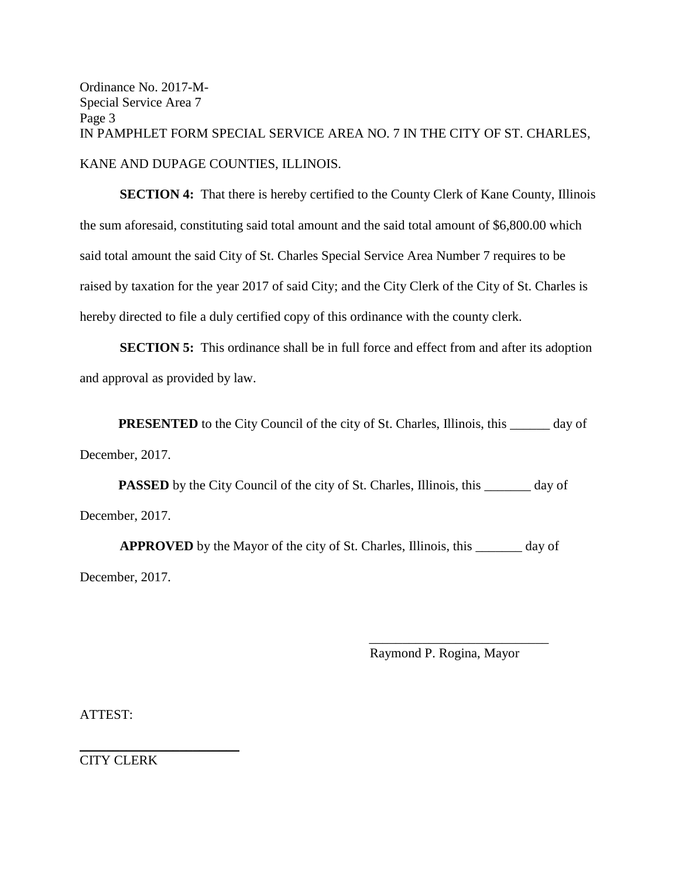Ordinance No. 2017-M-
Special Service Area 7
Page 3

IN PAMPHLET FORM SPECIAL SERVICE AREA NO. 7 IN THE CITY OF ST. CHARLES, KANE AND DUPAGE COUNTIES, ILLINOIS.

**SECTION 4:** That there is hereby certified to the County Clerk of Kane County, Illinois the sum aforesaid, constituting said total amount and the said total amount of $6,800.00 which said total amount the said City of St. Charles Special Service Area Number 7 requires to be raised by taxation for the year 2017 of said City; and the City Clerk of the City of St. Charles is hereby directed to file a duly certified copy of this ordinance with the county clerk.

**SECTION 5:** This ordinance shall be in full force and effect from and after its adoption and approval as provided by law.

**PRESENTED** to the City Council of the city of St. Charles, Illinois, this ______ day of December, 2017.

**PASSED** by the City Council of the city of St. Charles, Illinois, this _______ day of December, 2017.

**APPROVED** by the Mayor of the city of St. Charles, Illinois, this _______ day of December, 2017.

___________________________
Raymond P. Rogina, Mayor

ATTEST:

________________________
CITY CLERK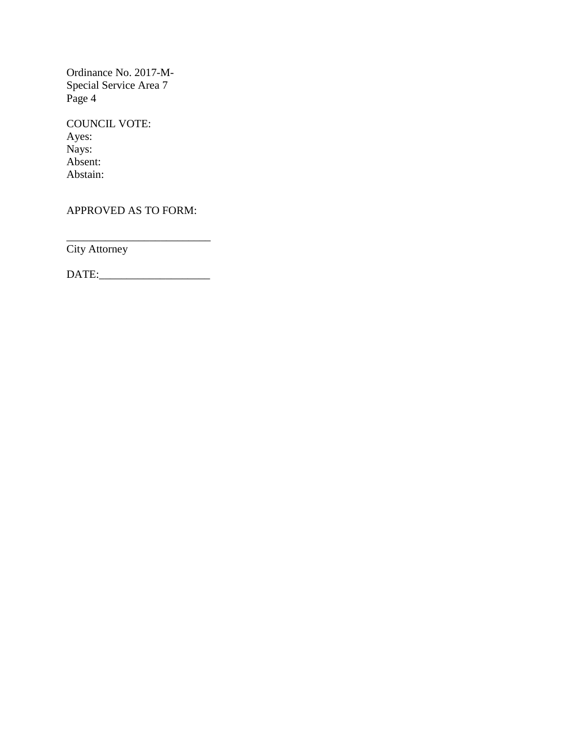Ordinance No. 2017-M-
Special Service Area 7
Page 4

COUNCIL VOTE:
Ayes:
Nays:
Absent:
Abstain:

APPROVED AS TO FORM:

___________________________
City Attorney

DATE:____________________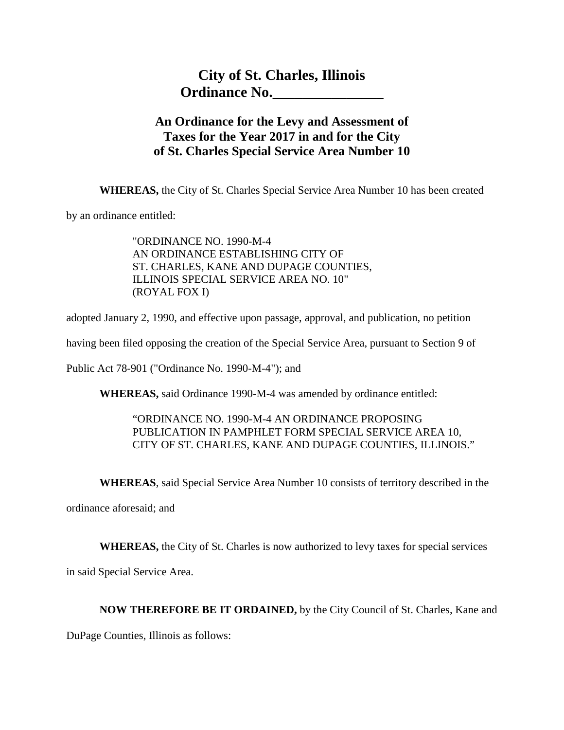# City of St. Charles, Illinois
# Ordinance No._______________

## An Ordinance for the Levy and Assessment of Taxes for the Year 2017 in and for the City of St. Charles Special Service Area Number 10

**WHEREAS,** the City of St. Charles Special Service Area Number 10 has been created by an ordinance entitled:

> "ORDINANCE NO. 1990-M-4
> AN ORDINANCE ESTABLISHING CITY OF
> ST. CHARLES, KANE AND DUPAGE COUNTIES,
> ILLINOIS SPECIAL SERVICE AREA NO. 10"
> (ROYAL FOX I)

adopted January 2, 1990, and effective upon passage, approval, and publication, no petition having been filed opposing the creation of the Special Service Area, pursuant to Section 9 of Public Act 78-901 ("Ordinance No. 1990-M-4"); and

**WHEREAS,** said Ordinance 1990-M-4 was amended by ordinance entitled:

> "ORDINANCE NO. 1990-M-4 AN ORDINANCE PROPOSING PUBLICATION IN PAMPHLET FORM SPECIAL SERVICE AREA 10, CITY OF ST. CHARLES, KANE AND DUPAGE COUNTIES, ILLINOIS."

**WHEREAS**, said Special Service Area Number 10 consists of territory described in the ordinance aforesaid; and

**WHEREAS,** the City of St. Charles is now authorized to levy taxes for special services in said Special Service Area.

**NOW THEREFORE BE IT ORDAINED,** by the City Council of St. Charles, Kane and DuPage Counties, Illinois as follows: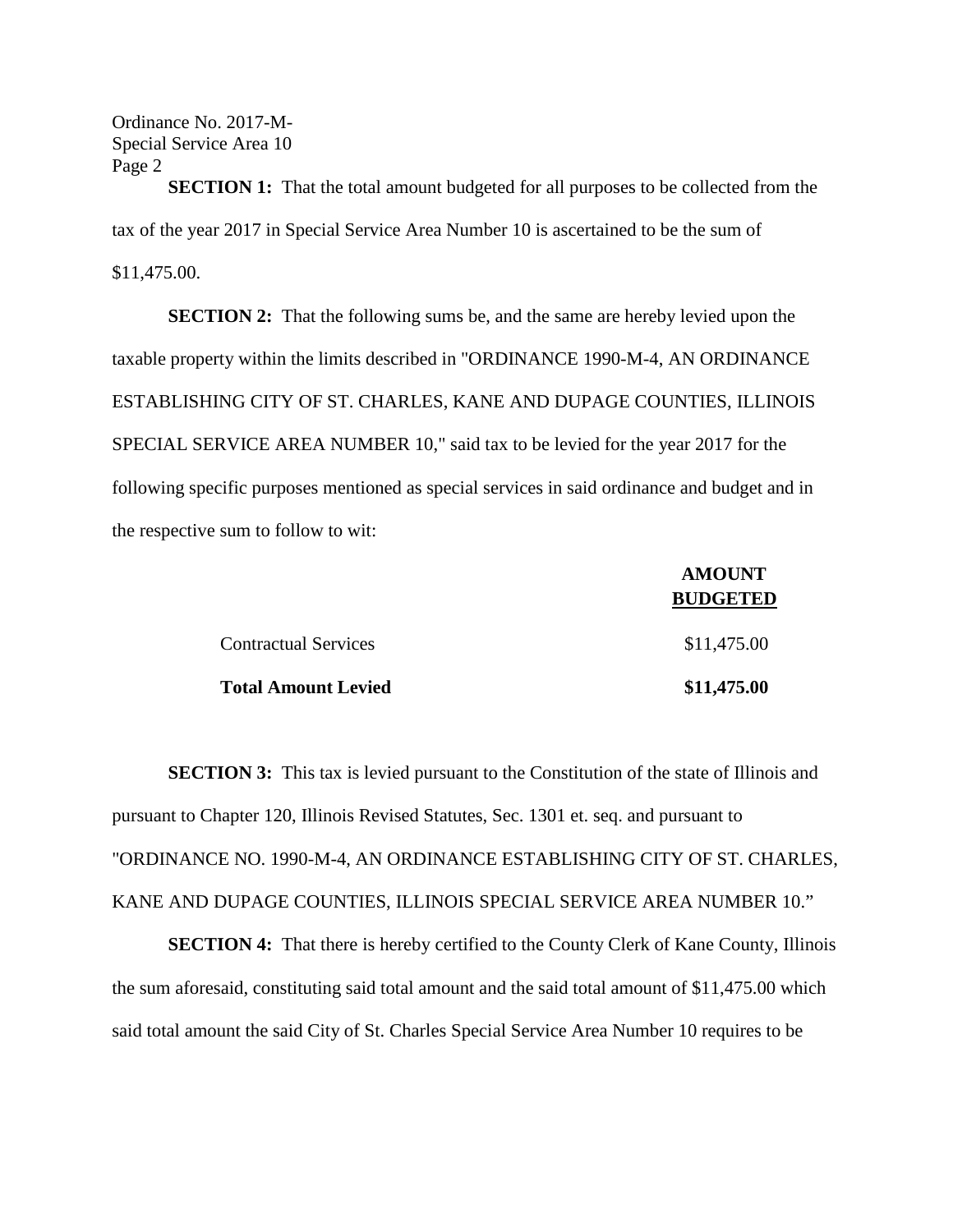**SECTION 1:** That the total amount budgeted for all purposes to be collected from the tax of the year 2017 in Special Service Area Number 10 is ascertained to be the sum of $11,475.00.

**SECTION 2:** That the following sums be, and the same are hereby levied upon the taxable property within the limits described in "ORDINANCE 1990-M-4, AN ORDINANCE ESTABLISHING CITY OF ST. CHARLES, KANE AND DUPAGE COUNTIES, ILLINOIS SPECIAL SERVICE AREA NUMBER 10," said tax to be levied for the year 2017 for the following specific purposes mentioned as special services in said ordinance and budget and in the respective sum to follow to wit:

| | **AMOUNT BUDGETED** |
|---|---|
| Contractual Services | $11,475.00 |
| **Total Amount Levied** | **$11,475.00** |

**SECTION 3:** This tax is levied pursuant to the Constitution of the state of Illinois and pursuant to Chapter 120, Illinois Revised Statutes, Sec. 1301 et. seq. and pursuant to "ORDINANCE NO. 1990-M-4, AN ORDINANCE ESTABLISHING CITY OF ST. CHARLES, KANE AND DUPAGE COUNTIES, ILLINOIS SPECIAL SERVICE AREA NUMBER 10."

**SECTION 4:** That there is hereby certified to the County Clerk of Kane County, Illinois the sum aforesaid, constituting said total amount and the said total amount of $11,475.00 which said total amount the said City of St. Charles Special Service Area Number 10 requires to be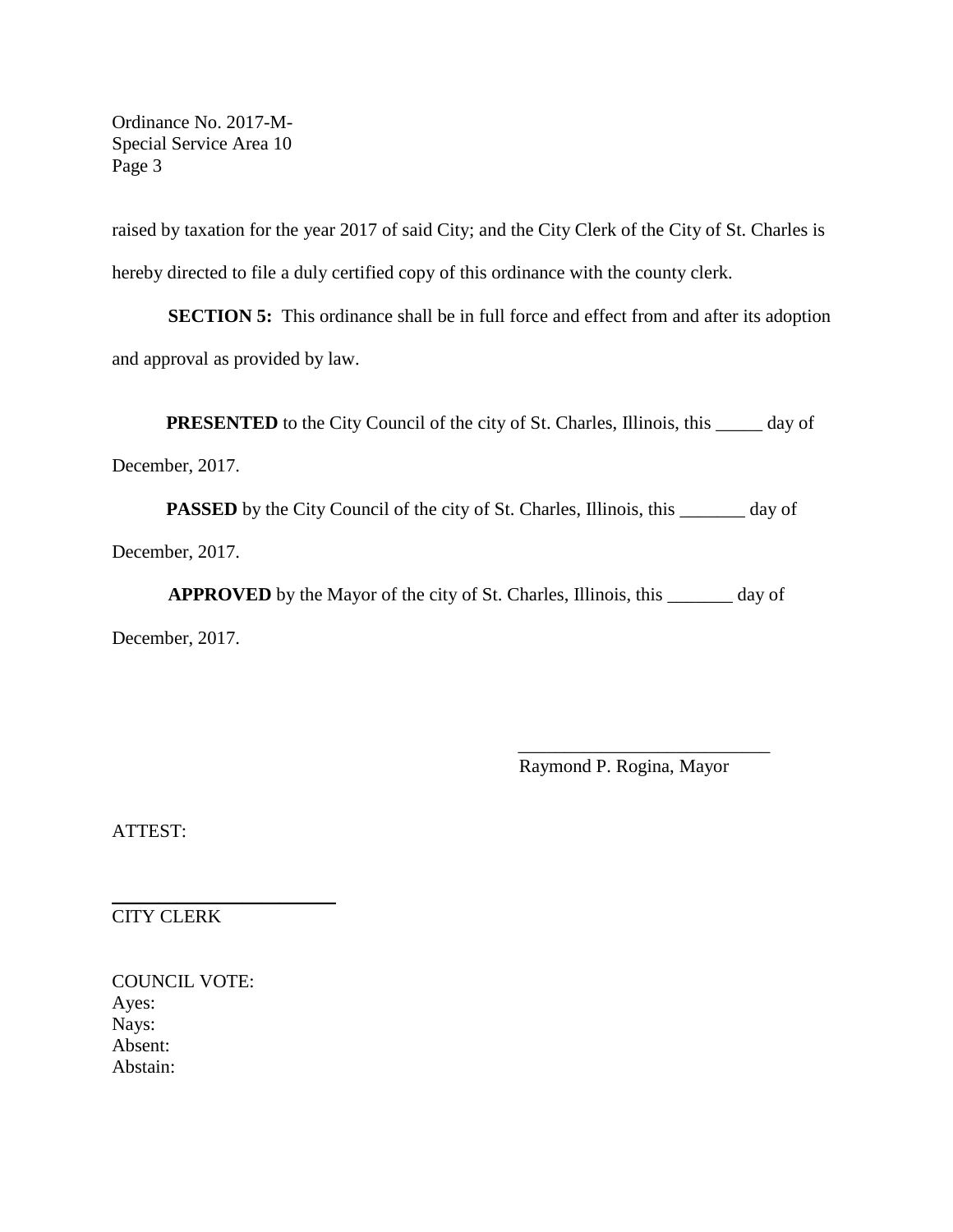raised by taxation for the year 2017 of said City; and the City Clerk of the City of St. Charles is hereby directed to file a duly certified copy of this ordinance with the county clerk.

**SECTION 5:** This ordinance shall be in full force and effect from and after its adoption and approval as provided by law.

**PRESENTED** to the City Council of the city of St. Charles, Illinois, this _____ day of December, 2017.

**PASSED** by the City Council of the city of St. Charles, Illinois, this _______ day of December, 2017.

**APPROVED** by the Mayor of the city of St. Charles, Illinois, this _______ day of December, 2017.

___________________________
Raymond P. Rogina, Mayor

ATTEST:

_________________________
CITY CLERK

COUNCIL VOTE:
Ayes:
Nays:
Absent:
Abstain: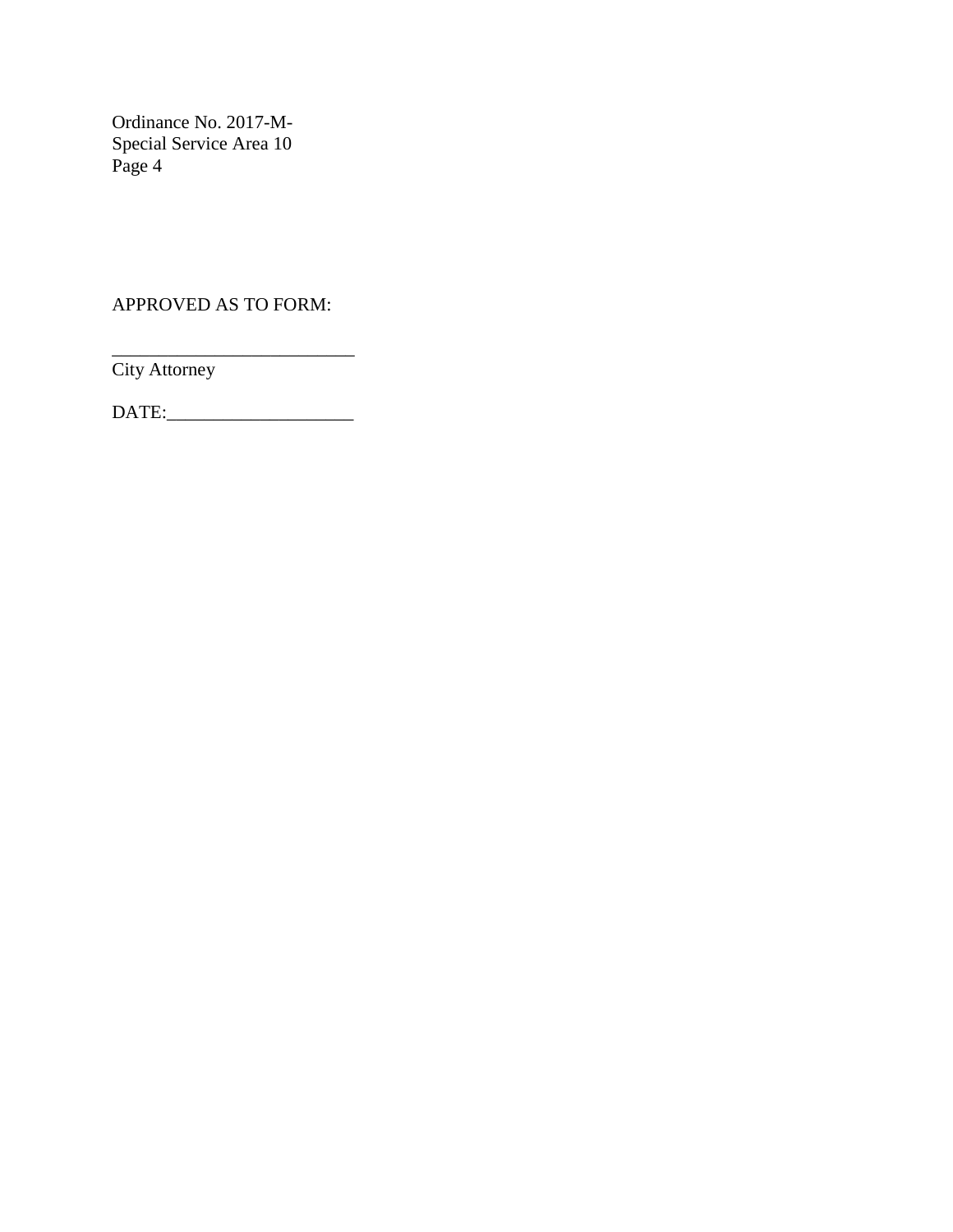Ordinance No. 2017-M-
Special Service Area 10
Page 4

APPROVED AS TO FORM:

___________________________
City Attorney

DATE:____________________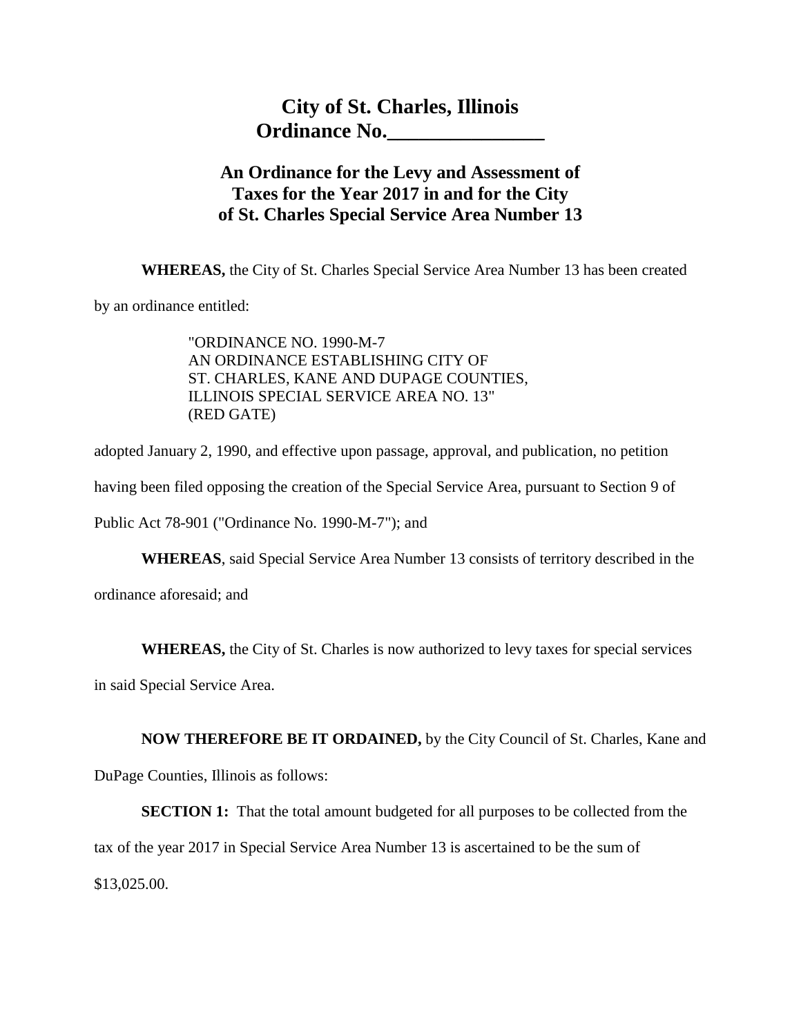# City of St. Charles, Illinois
# Ordinance No.________________

## An Ordinance for the Levy and Assessment of Taxes for the Year 2017 in and for the City of St. Charles Special Service Area Number 13

**WHEREAS,** the City of St. Charles Special Service Area Number 13 has been created by an ordinance entitled:

> "ORDINANCE NO. 1990-M-7
> AN ORDINANCE ESTABLISHING CITY OF
> ST. CHARLES, KANE AND DUPAGE COUNTIES,
> ILLINOIS SPECIAL SERVICE AREA NO. 13"
> (RED GATE)

adopted January 2, 1990, and effective upon passage, approval, and publication, no petition having been filed opposing the creation of the Special Service Area, pursuant to Section 9 of Public Act 78-901 ("Ordinance No. 1990-M-7"); and

**WHEREAS**, said Special Service Area Number 13 consists of territory described in the ordinance aforesaid; and

**WHEREAS,** the City of St. Charles is now authorized to levy taxes for special services in said Special Service Area.

**NOW THEREFORE BE IT ORDAINED,** by the City Council of St. Charles, Kane and DuPage Counties, Illinois as follows:

**SECTION 1:** That the total amount budgeted for all purposes to be collected from the tax of the year 2017 in Special Service Area Number 13 is ascertained to be the sum of $13,025.00.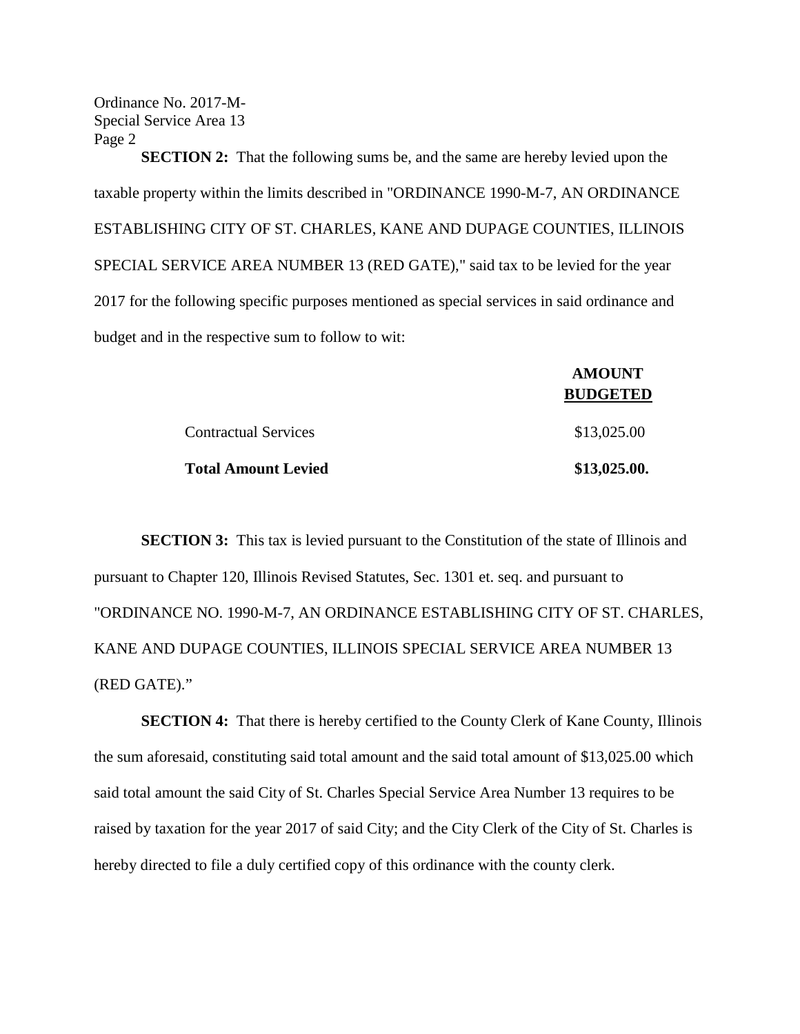**SECTION 2:** That the following sums be, and the same are hereby levied upon the taxable property within the limits described in "ORDINANCE 1990-M-7, AN ORDINANCE ESTABLISHING CITY OF ST. CHARLES, KANE AND DUPAGE COUNTIES, ILLINOIS SPECIAL SERVICE AREA NUMBER 13 (RED GATE)," said tax to be levied for the year 2017 for the following specific purposes mentioned as special services in said ordinance and budget and in the respective sum to follow to wit:

| | **AMOUNT BUDGETED** |
|---|---|
| Contractual Services | $13,025.00 |
| **Total Amount Levied** | **$13,025.00.** |

**SECTION 3:** This tax is levied pursuant to the Constitution of the state of Illinois and pursuant to Chapter 120, Illinois Revised Statutes, Sec. 1301 et. seq. and pursuant to "ORDINANCE NO. 1990-M-7, AN ORDINANCE ESTABLISHING CITY OF ST. CHARLES, KANE AND DUPAGE COUNTIES, ILLINOIS SPECIAL SERVICE AREA NUMBER 13 (RED GATE)."

**SECTION 4:** That there is hereby certified to the County Clerk of Kane County, Illinois the sum aforesaid, constituting said total amount and the said total amount of $13,025.00 which said total amount the said City of St. Charles Special Service Area Number 13 requires to be raised by taxation for the year 2017 of said City; and the City Clerk of the City of St. Charles is hereby directed to file a duly certified copy of this ordinance with the county clerk.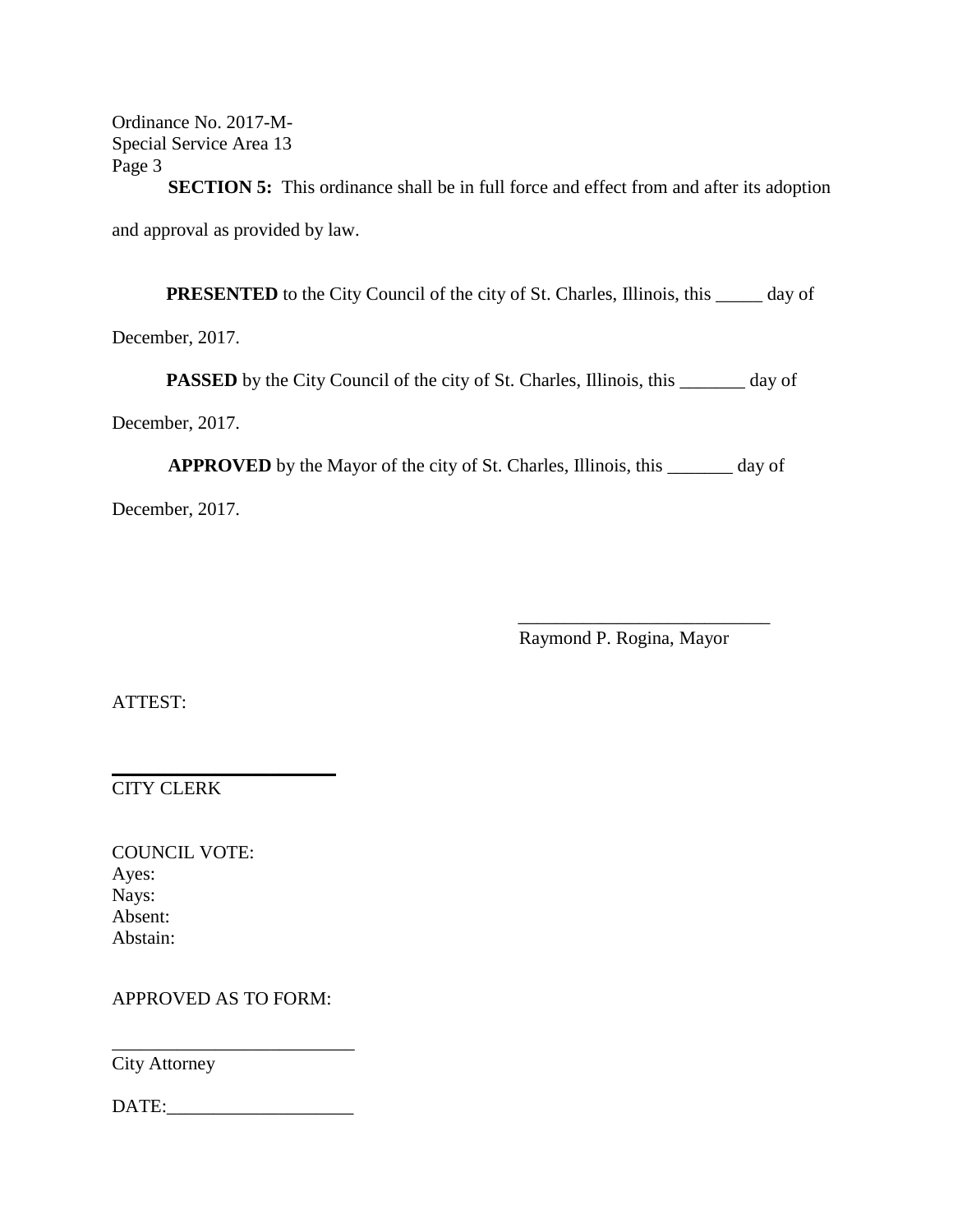**SECTION 5:** This ordinance shall be in full force and effect from and after its adoption and approval as provided by law.

**PRESENTED** to the City Council of the city of St. Charles, Illinois, this _____ day of December, 2017.

**PASSED** by the City Council of the city of St. Charles, Illinois, this _______ day of December, 2017.

**APPROVED** by the Mayor of the city of St. Charles, Illinois, this _______ day of December, 2017.

___________________________
Raymond P. Rogina, Mayor

ATTEST:

___________________________
CITY CLERK

COUNCIL VOTE:
Ayes:
Nays:
Absent:
Abstain:

APPROVED AS TO FORM:

___________________________
City Attorney

DATE:____________________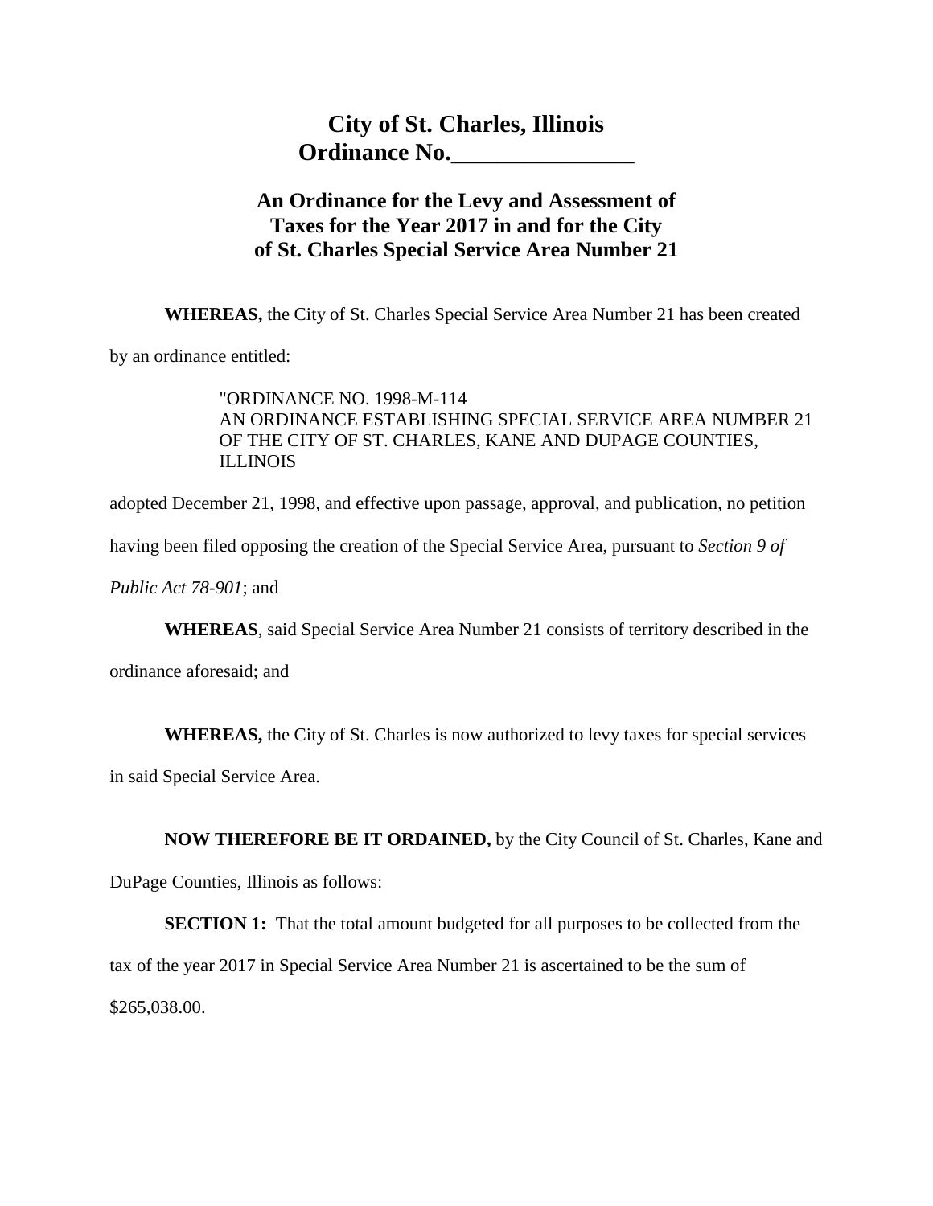# City of St. Charles, Illinois
# Ordinance No.________________

## An Ordinance for the Levy and Assessment of Taxes for the Year 2017 in and for the City of St. Charles Special Service Area Number 21

**WHEREAS,** the City of St. Charles Special Service Area Number 21 has been created by an ordinance entitled:

> "ORDINANCE NO. 1998-M-114
> AN ORDINANCE ESTABLISHING SPECIAL SERVICE AREA NUMBER 21 OF THE CITY OF ST. CHARLES, KANE AND DUPAGE COUNTIES, ILLINOIS

adopted December 21, 1998, and effective upon passage, approval, and publication, no petition having been filed opposing the creation of the Special Service Area, pursuant to *Section 9 of Public Act 78-901*; and

**WHEREAS**, said Special Service Area Number 21 consists of territory described in the ordinance aforesaid; and

**WHEREAS,** the City of St. Charles is now authorized to levy taxes for special services in said Special Service Area.

**NOW THEREFORE BE IT ORDAINED,** by the City Council of St. Charles, Kane and DuPage Counties, Illinois as follows:

**SECTION 1:** That the total amount budgeted for all purposes to be collected from the tax of the year 2017 in Special Service Area Number 21 is ascertained to be the sum of $265,038.00.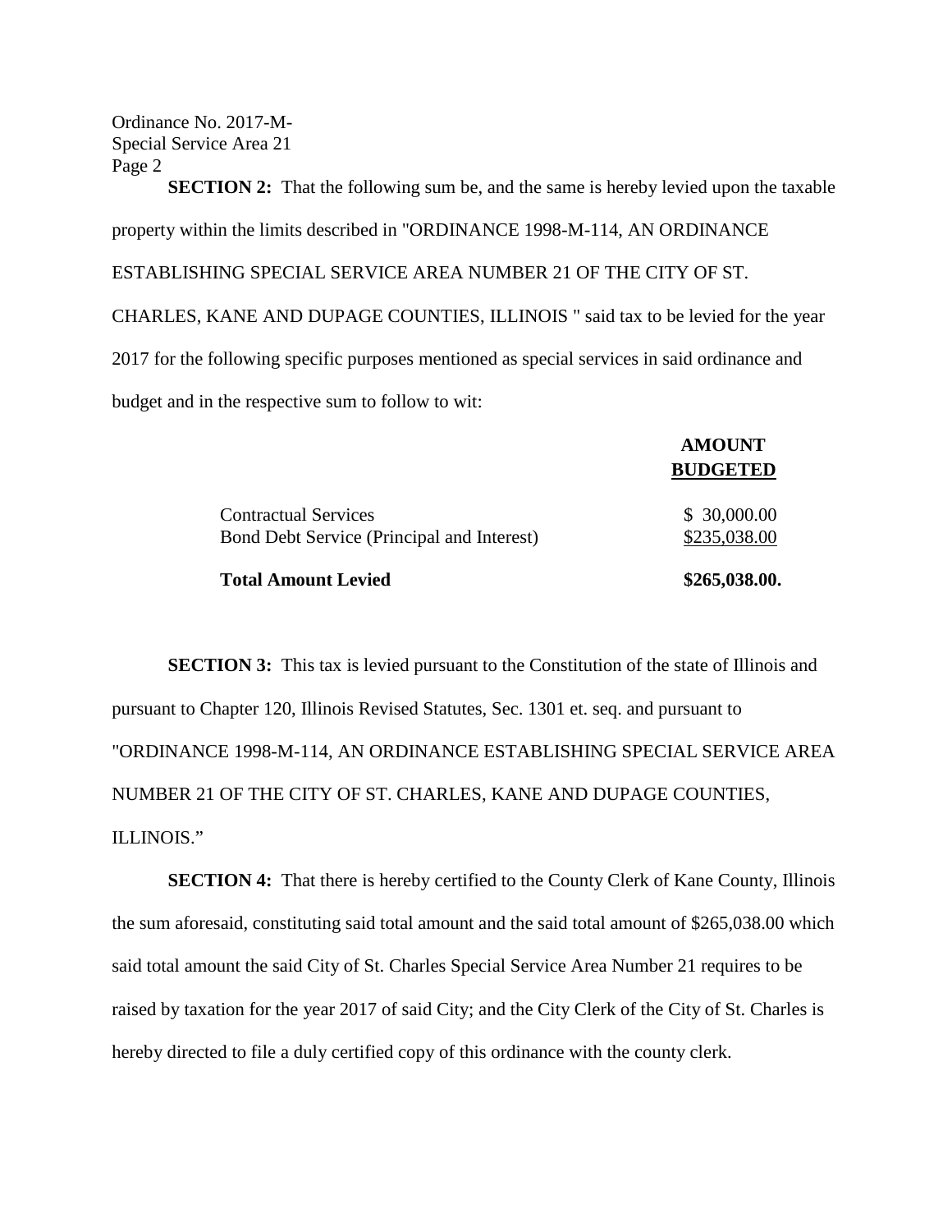**SECTION 2:** That the following sum be, and the same is hereby levied upon the taxable property within the limits described in "ORDINANCE 1998-M-114, AN ORDINANCE ESTABLISHING SPECIAL SERVICE AREA NUMBER 21 OF THE CITY OF ST. CHARLES, KANE AND DUPAGE COUNTIES, ILLINOIS " said tax to be levied for the year 2017 for the following specific purposes mentioned as special services in said ordinance and budget and in the respective sum to follow to wit:

| | **AMOUNT BUDGETED** |
|---|---|
| Contractual Services | $ 30,000.00 |
| Bond Debt Service (Principal and Interest) | $235,038.00 |
| **Total Amount Levied** | **$265,038.00.** |

**SECTION 3:** This tax is levied pursuant to the Constitution of the state of Illinois and pursuant to Chapter 120, Illinois Revised Statutes, Sec. 1301 et. seq. and pursuant to "ORDINANCE 1998-M-114, AN ORDINANCE ESTABLISHING SPECIAL SERVICE AREA NUMBER 21 OF THE CITY OF ST. CHARLES, KANE AND DUPAGE COUNTIES, ILLINOIS."

**SECTION 4:** That there is hereby certified to the County Clerk of Kane County, Illinois the sum aforesaid, constituting said total amount and the said total amount of $265,038.00 which said total amount the said City of St. Charles Special Service Area Number 21 requires to be raised by taxation for the year 2017 of said City; and the City Clerk of the City of St. Charles is hereby directed to file a duly certified copy of this ordinance with the county clerk.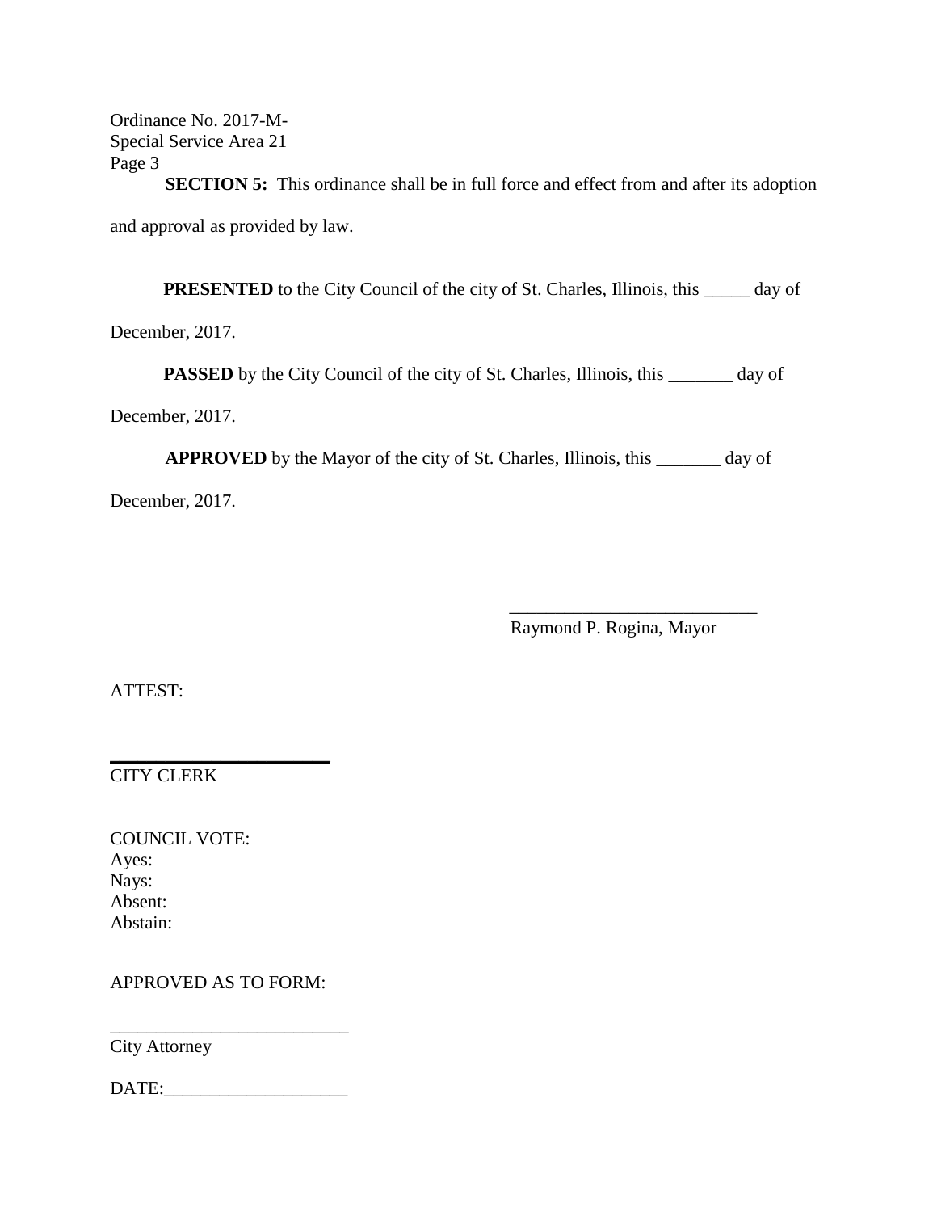Ordinance No. 2017-M-
Special Service Area 21
Page 3

**SECTION 5:** This ordinance shall be in full force and effect from and after its adoption and approval as provided by law.

**PRESENTED** to the City Council of the city of St. Charles, Illinois, this _____ day of December, 2017.

**PASSED** by the City Council of the city of St. Charles, Illinois, this _______ day of December, 2017.

**APPROVED** by the Mayor of the city of St. Charles, Illinois, this _______ day of December, 2017.

___________________________
Raymond P. Rogina, Mayor

ATTEST:

___________________________
CITY CLERK

COUNCIL VOTE:
Ayes:
Nays:
Absent:
Abstain:

APPROVED AS TO FORM:

___________________________
City Attorney

DATE:____________________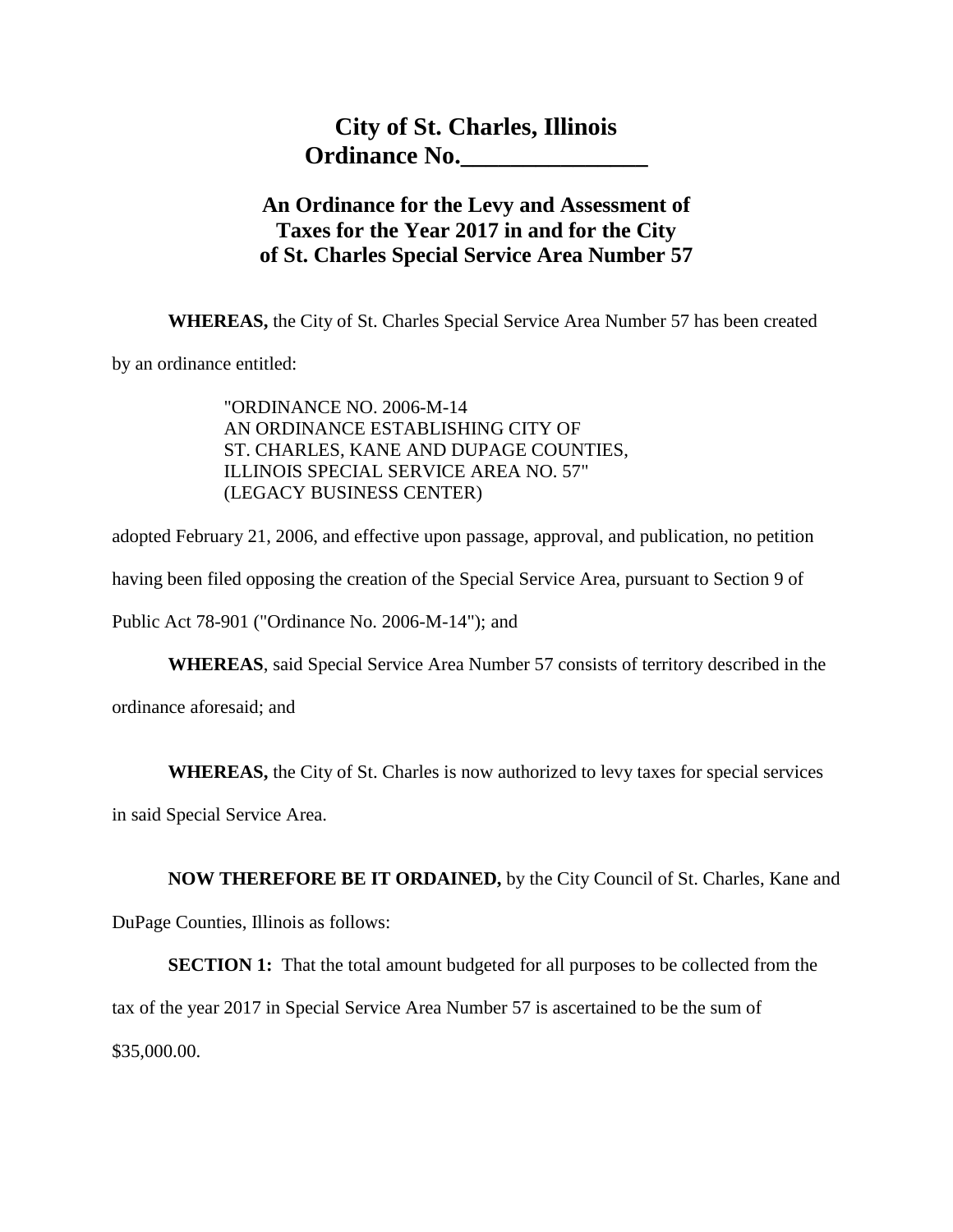# City of St. Charles, Illinois
# Ordinance No.________________

## An Ordinance for the Levy and Assessment of Taxes for the Year 2017 in and for the City of St. Charles Special Service Area Number 57

**WHEREAS,** the City of St. Charles Special Service Area Number 57 has been created by an ordinance entitled:

> "ORDINANCE NO. 2006-M-14
> AN ORDINANCE ESTABLISHING CITY OF
> ST. CHARLES, KANE AND DUPAGE COUNTIES,
> ILLINOIS SPECIAL SERVICE AREA NO. 57"
> (LEGACY BUSINESS CENTER)

adopted February 21, 2006, and effective upon passage, approval, and publication, no petition having been filed opposing the creation of the Special Service Area, pursuant to Section 9 of Public Act 78-901 ("Ordinance No. 2006-M-14"); and

**WHEREAS**, said Special Service Area Number 57 consists of territory described in the ordinance aforesaid; and

**WHEREAS,** the City of St. Charles is now authorized to levy taxes for special services in said Special Service Area.

**NOW THEREFORE BE IT ORDAINED,** by the City Council of St. Charles, Kane and DuPage Counties, Illinois as follows:

**SECTION 1:** That the total amount budgeted for all purposes to be collected from the tax of the year 2017 in Special Service Area Number 57 is ascertained to be the sum of $35,000.00.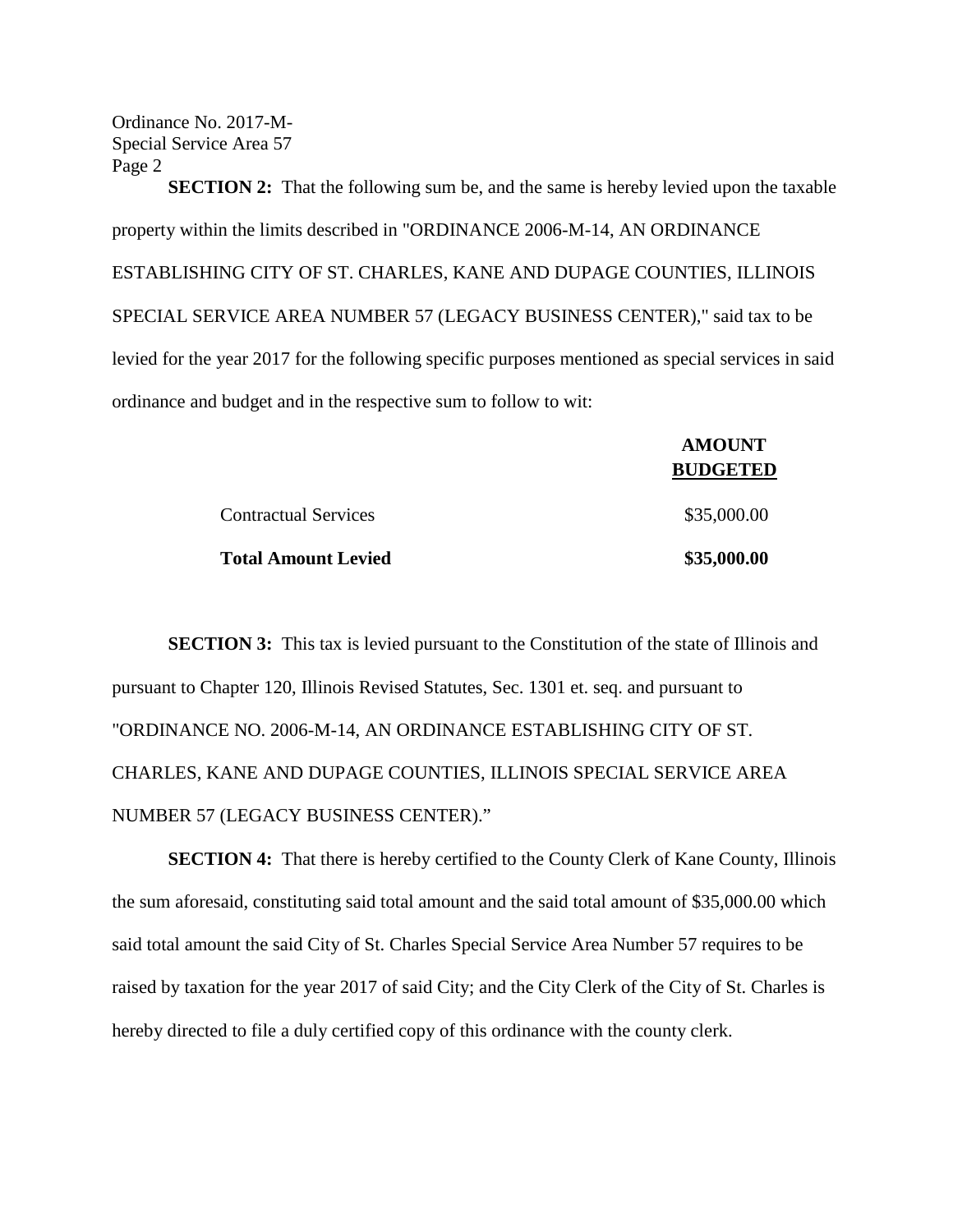**SECTION 2:** That the following sum be, and the same is hereby levied upon the taxable property within the limits described in "ORDINANCE 2006-M-14, AN ORDINANCE ESTABLISHING CITY OF ST. CHARLES, KANE AND DUPAGE COUNTIES, ILLINOIS SPECIAL SERVICE AREA NUMBER 57 (LEGACY BUSINESS CENTER)," said tax to be levied for the year 2017 for the following specific purposes mentioned as special services in said ordinance and budget and in the respective sum to follow to wit:

| | **AMOUNT BUDGETED** |
|---|---|
| Contractual Services | $35,000.00 |
| **Total Amount Levied** | **$35,000.00** |

**SECTION 3:** This tax is levied pursuant to the Constitution of the state of Illinois and pursuant to Chapter 120, Illinois Revised Statutes, Sec. 1301 et. seq. and pursuant to "ORDINANCE NO. 2006-M-14, AN ORDINANCE ESTABLISHING CITY OF ST. CHARLES, KANE AND DUPAGE COUNTIES, ILLINOIS SPECIAL SERVICE AREA NUMBER 57 (LEGACY BUSINESS CENTER)."

**SECTION 4:** That there is hereby certified to the County Clerk of Kane County, Illinois the sum aforesaid, constituting said total amount and the said total amount of $35,000.00 which said total amount the said City of St. Charles Special Service Area Number 57 requires to be raised by taxation for the year 2017 of said City; and the City Clerk of the City of St. Charles is hereby directed to file a duly certified copy of this ordinance with the county clerk.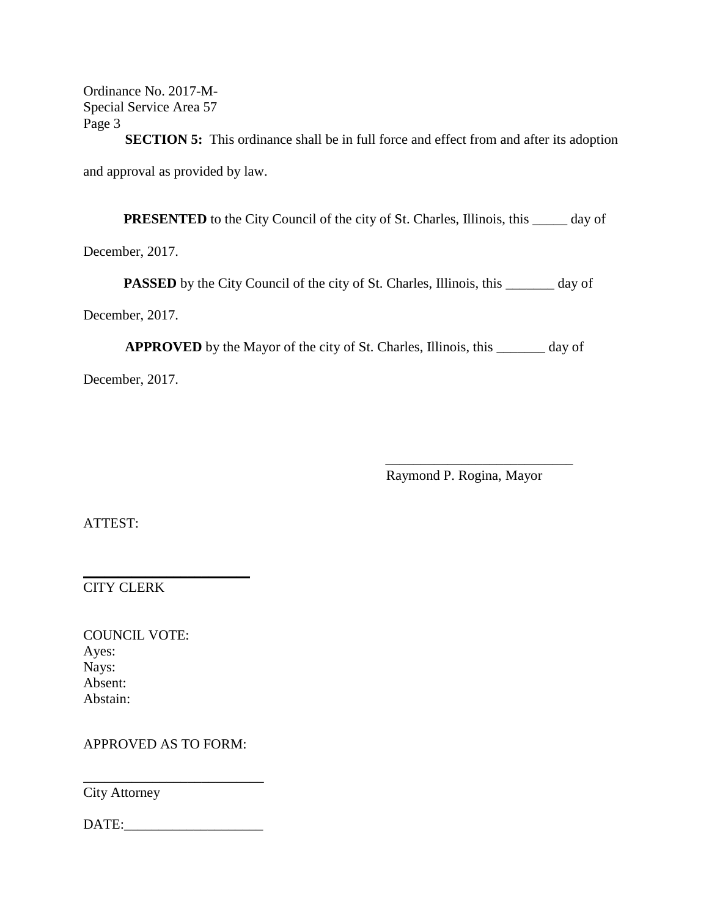Ordinance No. 2017-M-
Special Service Area 57
Page 3

**SECTION 5:** This ordinance shall be in full force and effect from and after its adoption and approval as provided by law.

**PRESENTED** to the City Council of the city of St. Charles, Illinois, this _____ day of December, 2017.

**PASSED** by the City Council of the city of St. Charles, Illinois, this _______ day of December, 2017.

**APPROVED** by the Mayor of the city of St. Charles, Illinois, this _______ day of December, 2017.

___________________________
Raymond P. Rogina, Mayor

ATTEST:

___________________________
CITY CLERK

COUNCIL VOTE:
Ayes:
Nays:
Absent:
Abstain:

APPROVED AS TO FORM:

___________________________
City Attorney

DATE:____________________